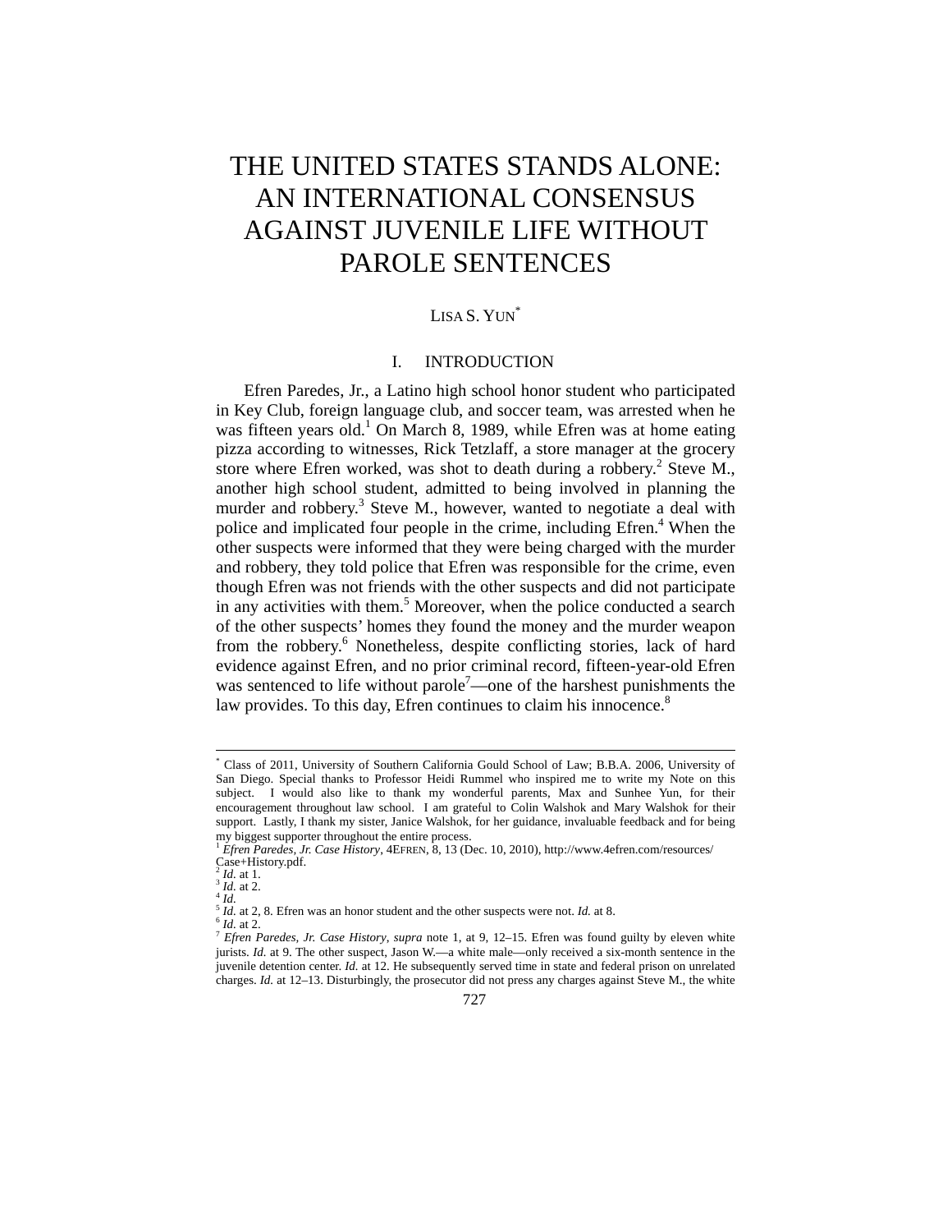# THE UNITED STATES STANDS ALONE: AN INTERNATIONAL CONSENSUS AGAINST JUVENILE LIFE WITHOUT PAROLE SENTENCES

LISA S. YUN[*]

## I. INTRODUCTION

Efren Paredes, Jr., a Latino high school honor student who participated in Key Club, foreign language club, and soccer team, was arrested when he was fifteen years old.[1] On March 8, 1989, while Efren was at home eating pizza according to witnesses, Rick Tetzlaff, a store manager at the grocery store where Efren worked, was shot to death during a robbery.[2] Steve M., another high school student, admitted to being involved in planning the murder and robbery.[3] Steve M., however, wanted to negotiate a deal with police and implicated four people in the crime, including Efren.[4] When the other suspects were informed that they were being charged with the murder and robbery, they told police that Efren was responsible for the crime, even though Efren was not friends with the other suspects and did not participate in any activities with them.[5] Moreover, when the police conducted a search of the other suspects' homes they found the money and the murder weapon from the robbery.[6] Nonetheless, despite conflicting stories, lack of hard evidence against Efren, and no prior criminal record, fifteen-year-old Efren was sentenced to life without parole[7]—one of the harshest punishments the law provides. To this day, Efren continues to claim his innocence.[8]

---

[*] Class of 2011, University of Southern California Gould School of Law; B.B.A. 2006, University of San Diego. Special thanks to Professor Heidi Rummel who inspired me to write my Note on this subject. I would also like to thank my wonderful parents, Max and Sunhee Yun, for their encouragement throughout law school. I am grateful to Colin Walshok and Mary Walshok for their support. Lastly, I thank my sister, Janice Walshok, for her guidance, invaluable feedback and for being my biggest supporter throughout the entire process.

[1] *Efren Paredes, Jr. Case History*, 4EFREN, 8, 13 (Dec. 10, 2010), http://www.4efren.com/resources/Case+History.pdf.

[2] *Id.* at 1.

[3] *Id.* at 2.

[4] *Id.*

[5] *Id.* at 2, 8. Efren was an honor student and the other suspects were not. *Id.* at 8.

[6] *Id.* at 2.

[7] *Efren Paredes, Jr. Case History*, *supra* note 1, at 9, 12–15. Efren was found guilty by eleven white jurists. *Id.* at 9. The other suspect, Jason W.—a white male—only received a six-month sentence in the juvenile detention center. *Id.* at 12. He subsequently served time in state and federal prison on unrelated charges. *Id.* at 12–13. Disturbingly, the prosecutor did not press any charges against Steve M., the white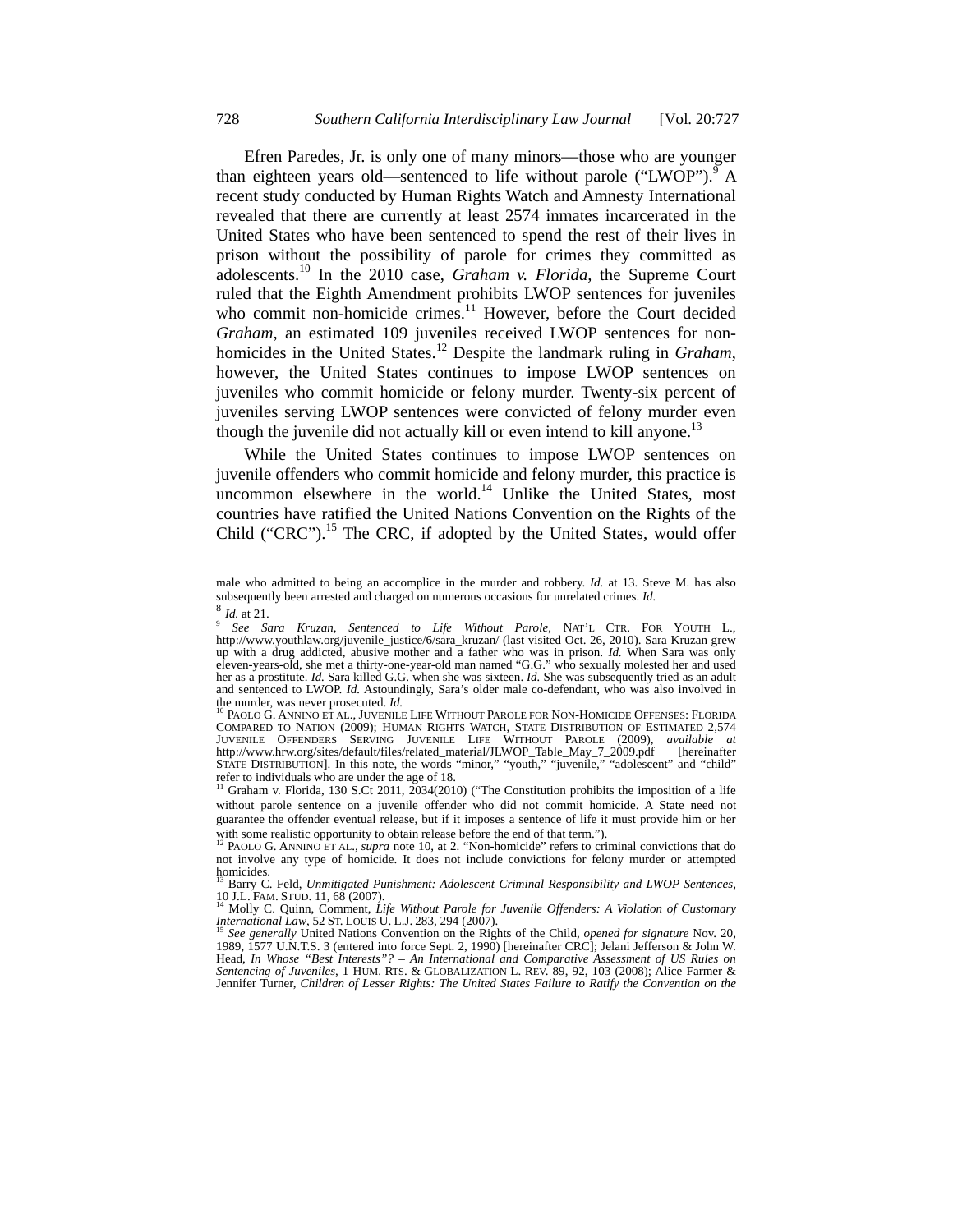Efren Paredes, Jr. is only one of many minors—those who are younger than eighteen years old—sentenced to life without parole ("LWOP").[9] A recent study conducted by Human Rights Watch and Amnesty International revealed that there are currently at least 2574 inmates incarcerated in the United States who have been sentenced to spend the rest of their lives in prison without the possibility of parole for crimes they committed as adolescents.[10] In the 2010 case, *Graham v. Florida,* the Supreme Court ruled that the Eighth Amendment prohibits LWOP sentences for juveniles who commit non-homicide crimes.[11] However, before the Court decided *Graham*, an estimated 109 juveniles received LWOP sentences for non-homicides in the United States.[12] Despite the landmark ruling in *Graham*, however, the United States continues to impose LWOP sentences on juveniles who commit homicide or felony murder. Twenty-six percent of juveniles serving LWOP sentences were convicted of felony murder even though the juvenile did not actually kill or even intend to kill anyone.[13]

While the United States continues to impose LWOP sentences on juvenile offenders who commit homicide and felony murder, this practice is uncommon elsewhere in the world.[14] Unlike the United States, most countries have ratified the United Nations Convention on the Rights of the Child ("CRC").[15] The CRC, if adopted by the United States, would offer

---

male who admitted to being an accomplice in the murder and robbery. *Id.* at 13. Steve M. has also subsequently been arrested and charged on numerous occasions for unrelated crimes. *Id.*

[8] *Id.* at 21.

[9] *See Sara Kruzan, Sentenced to Life Without Parole*, NAT'L CTR. FOR YOUTH L., http://www.youthlaw.org/juvenile_justice/6/sara_kruzan/ (last visited Oct. 26, 2010). Sara Kruzan grew up with a drug addicted, abusive mother and a father who was in prison. *Id.* When Sara was only eleven-years-old, she met a thirty-one-year-old man named "G.G." who sexually molested her and used her as a prostitute. *Id.* Sara killed G.G. when she was sixteen. *Id.* She was subsequently tried as an adult and sentenced to LWOP. *Id.* Astoundingly, Sara's older male co-defendant, who was also involved in the murder, was never prosecuted. *Id.*

[10] PAOLO G. ANNINO ET AL., JUVENILE LIFE WITHOUT PAROLE FOR NON-HOMICIDE OFFENSES: FLORIDA COMPARED TO NATION (2009); HUMAN RIGHTS WATCH, STATE DISTRIBUTION OF ESTIMATED 2,574 JUVENILE OFFENDERS SERVING JUVENILE LIFE WITHOUT PAROLE (2009), *available at* http://www.hrw.org/sites/default/files/related_material/JLWOP_Table_May_7_2009.pdf [hereinafter STATE DISTRIBUTION]. In this note, the words "minor," "youth," "juvenile," "adolescent" and "child" refer to individuals who are under the age of 18.

[11] Graham v. Florida, 130 S.Ct 2011, 2034(2010) ("The Constitution prohibits the imposition of a life without parole sentence on a juvenile offender who did not commit homicide. A State need not guarantee the offender eventual release, but if it imposes a sentence of life it must provide him or her with some realistic opportunity to obtain release before the end of that term.").

[12] PAOLO G. ANNINO ET AL., *supra* note 10, at 2. "Non-homicide" refers to criminal convictions that do not involve any type of homicide. It does not include convictions for felony murder or attempted homicides.

[13] Barry C. Feld, *Unmitigated Punishment: Adolescent Criminal Responsibility and LWOP Sentences*, 10 J.L. FAM. STUD. 11, 68 (2007).

[14] Molly C. Quinn, Comment, *Life Without Parole for Juvenile Offenders: A Violation of Customary International Law*, 52 ST. LOUIS U. L.J. 283, 294 (2007).

[15] *See generally* United Nations Convention on the Rights of the Child, *opened for signature* Nov. 20, 1989, 1577 U.N.T.S. 3 (entered into force Sept. 2, 1990) [hereinafter CRC]; Jelani Jefferson & John W. Head, *In Whose "Best Interests"? – An International and Comparative Assessment of US Rules on Sentencing of Juveniles*, 1 HUM. RTS. & GLOBALIZATION L. REV. 89, 92, 103 (2008); Alice Farmer & Jennifer Turner, *Children of Lesser Rights: The United States Failure to Ratify the Convention on the*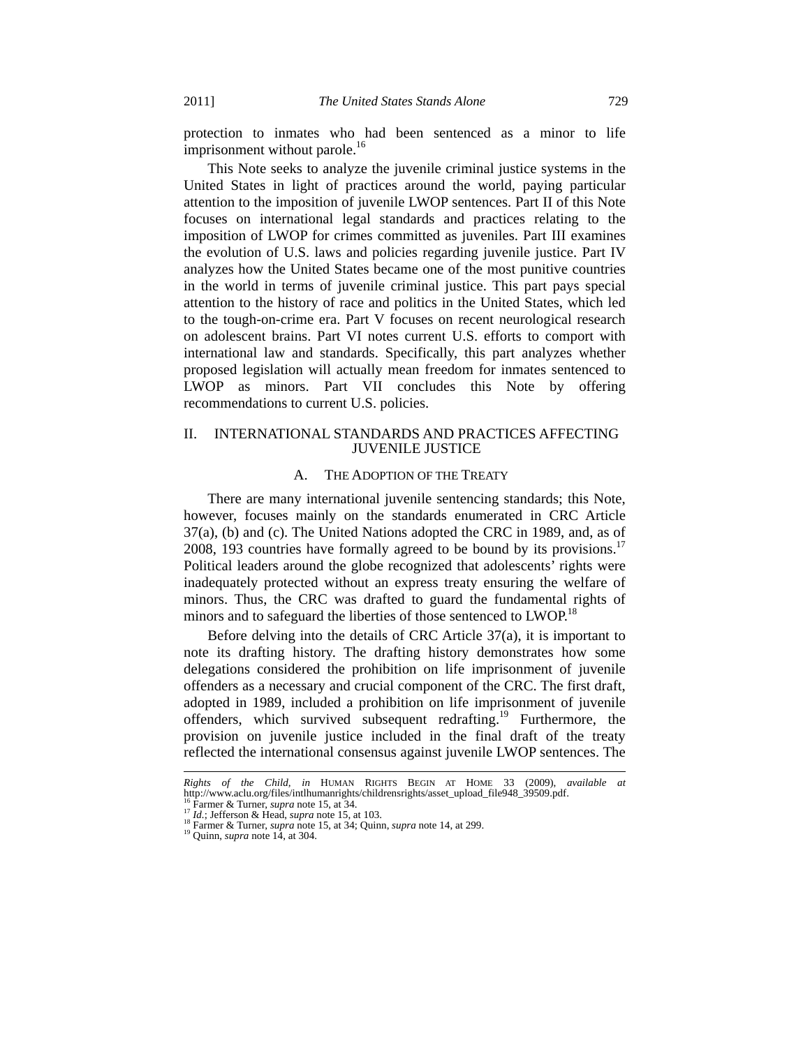protection to inmates who had been sentenced as a minor to life imprisonment without parole.[16]

This Note seeks to analyze the juvenile criminal justice systems in the United States in light of practices around the world, paying particular attention to the imposition of juvenile LWOP sentences. Part II of this Note focuses on international legal standards and practices relating to the imposition of LWOP for crimes committed as juveniles. Part III examines the evolution of U.S. laws and policies regarding juvenile justice. Part IV analyzes how the United States became one of the most punitive countries in the world in terms of juvenile criminal justice. This part pays special attention to the history of race and politics in the United States, which led to the tough-on-crime era. Part V focuses on recent neurological research on adolescent brains. Part VI notes current U.S. efforts to comport with international law and standards. Specifically, this part analyzes whether proposed legislation will actually mean freedom for inmates sentenced to LWOP as minors. Part VII concludes this Note by offering recommendations to current U.S. policies.

## II. INTERNATIONAL STANDARDS AND PRACTICES AFFECTING JUVENILE JUSTICE

### A. THE ADOPTION OF THE TREATY

There are many international juvenile sentencing standards; this Note, however, focuses mainly on the standards enumerated in CRC Article 37(a), (b) and (c). The United Nations adopted the CRC in 1989, and, as of 2008, 193 countries have formally agreed to be bound by its provisions.[17] Political leaders around the globe recognized that adolescents' rights were inadequately protected without an express treaty ensuring the welfare of minors. Thus, the CRC was drafted to guard the fundamental rights of minors and to safeguard the liberties of those sentenced to LWOP.[18]

Before delving into the details of CRC Article 37(a), it is important to note its drafting history. The drafting history demonstrates how some delegations considered the prohibition on life imprisonment of juvenile offenders as a necessary and crucial component of the CRC. The first draft, adopted in 1989, included a prohibition on life imprisonment of juvenile offenders, which survived subsequent redrafting.[19] Furthermore, the provision on juvenile justice included in the final draft of the treaty reflected the international consensus against juvenile LWOP sentences. The

---

*Rights of the Child, in* HUMAN RIGHTS BEGIN AT HOME 33 (2009), *available at* http://www.aclu.org/files/intlhumanrights/childrensrights/asset_upload_file948_39509.pdf.

[16] Farmer & Turner, *supra* note 15, at 34.

[17] *Id.*; Jefferson & Head, *supra* note 15, at 103.

[18] Farmer & Turner, *supra* note 15, at 34; Quinn, *supra* note 14, at 299.

[19] Quinn, *supra* note 14, at 304.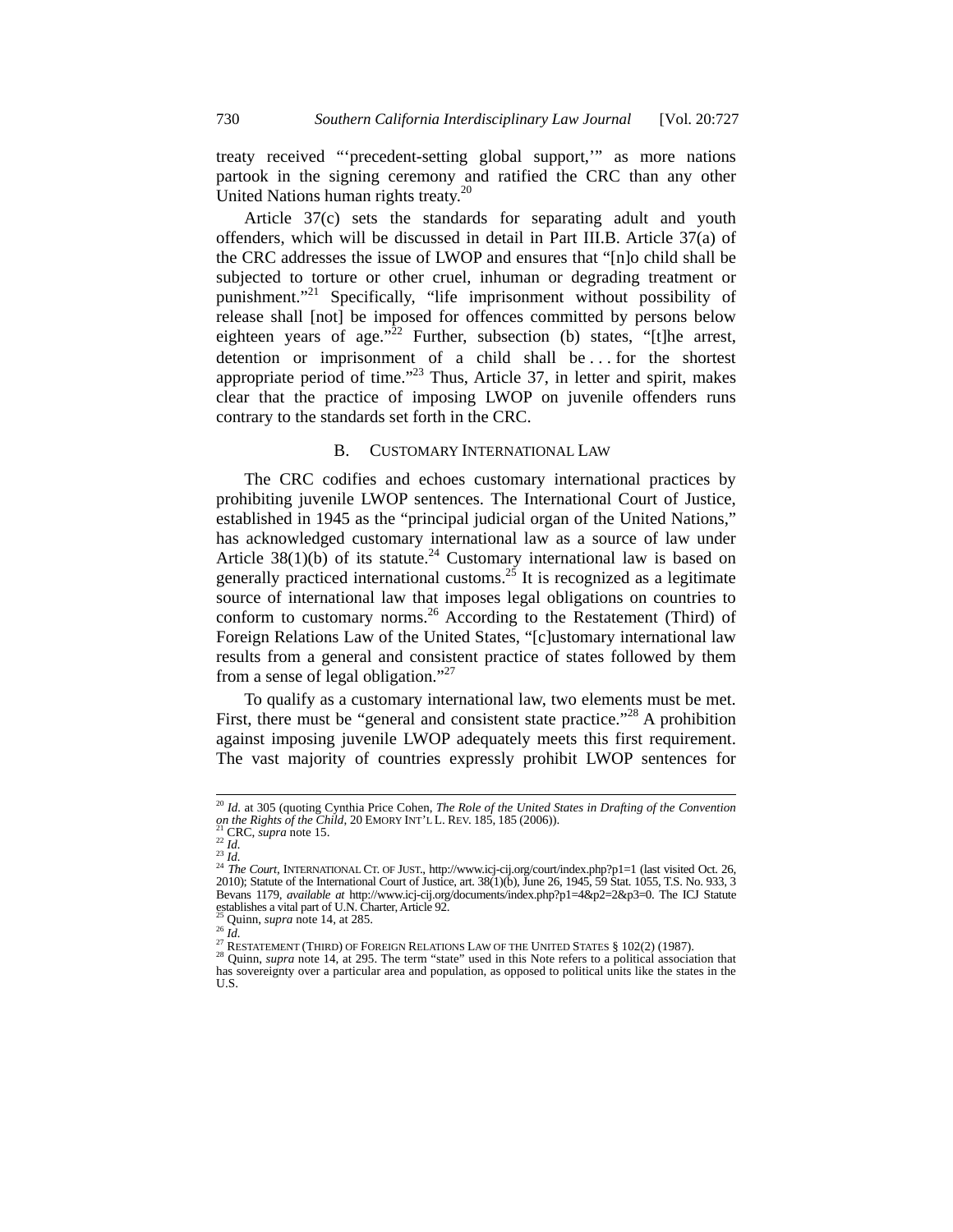treaty received "'precedent-setting global support,'" as more nations partook in the signing ceremony and ratified the CRC than any other United Nations human rights treaty.[20]

Article 37(c) sets the standards for separating adult and youth offenders, which will be discussed in detail in Part III.B. Article 37(a) of the CRC addresses the issue of LWOP and ensures that "[n]o child shall be subjected to torture or other cruel, inhuman or degrading treatment or punishment."[21] Specifically, "life imprisonment without possibility of release shall [not] be imposed for offences committed by persons below eighteen years of age."[22] Further, subsection (b) states, "[t]he arrest, detention or imprisonment of a child shall be . . . for the shortest appropriate period of time."[23] Thus, Article 37, in letter and spirit, makes clear that the practice of imposing LWOP on juvenile offenders runs contrary to the standards set forth in the CRC.

### B. CUSTOMARY INTERNATIONAL LAW

The CRC codifies and echoes customary international practices by prohibiting juvenile LWOP sentences. The International Court of Justice, established in 1945 as the "principal judicial organ of the United Nations," has acknowledged customary international law as a source of law under Article 38(1)(b) of its statute.[24] Customary international law is based on generally practiced international customs.[25] It is recognized as a legitimate source of international law that imposes legal obligations on countries to conform to customary norms.[26] According to the Restatement (Third) of Foreign Relations Law of the United States, "[c]ustomary international law results from a general and consistent practice of states followed by them from a sense of legal obligation."[27]

To qualify as a customary international law, two elements must be met. First, there must be "general and consistent state practice."[28] A prohibition against imposing juvenile LWOP adequately meets this first requirement. The vast majority of countries expressly prohibit LWOP sentences for

---

[20] *Id.* at 305 (quoting Cynthia Price Cohen, *The Role of the United States in Drafting of the Convention on the Rights of the Child*, 20 EMORY INT'L L. REV. 185, 185 (2006)).

[21] CRC, *supra* note 15.

[22] *Id.*

[23] *Id.*

[24] *The Court*, INTERNATIONAL CT. OF JUST., http://www.icj-cij.org/court/index.php?p1=1 (last visited Oct. 26, 2010); Statute of the International Court of Justice, art. 38(1)(b), June 26, 1945, 59 Stat. 1055, T.S. No. 933, 3 Bevans 1179, *available at* http://www.icj-cij.org/documents/index.php?p1=4&p2=2&p3=0. The ICJ Statute establishes a vital part of U.N. Charter, Article 92.

[25] Quinn, *supra* note 14, at 285.

[26] *Id.*

[27] RESTATEMENT (THIRD) OF FOREIGN RELATIONS LAW OF THE UNITED STATES § 102(2) (1987).

[28] Quinn, *supra* note 14, at 295. The term "state" used in this Note refers to a political association that has sovereignty over a particular area and population, as opposed to political units like the states in the U.S.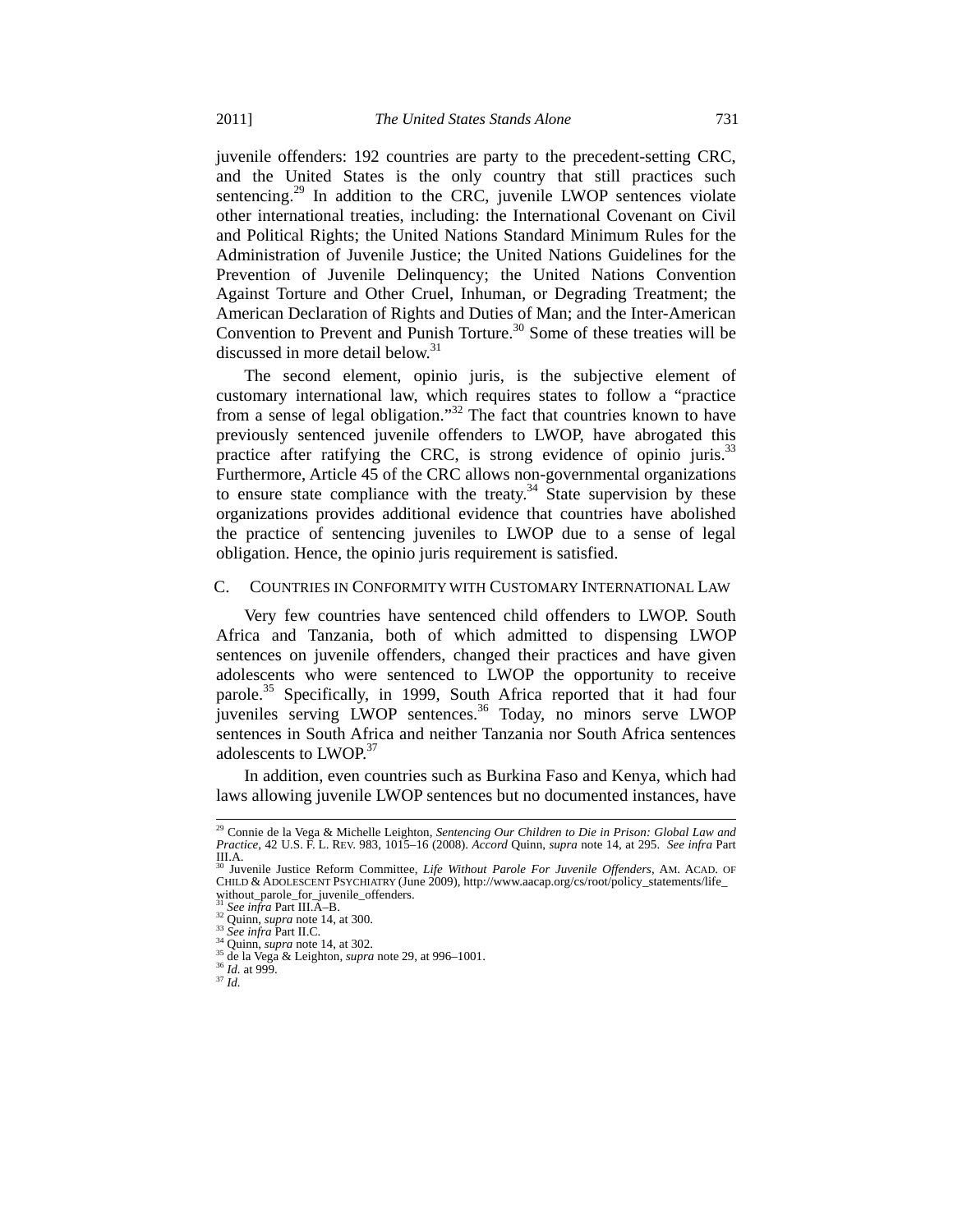juvenile offenders: 192 countries are party to the precedent-setting CRC, and the United States is the only country that still practices such sentencing.[29] In addition to the CRC, juvenile LWOP sentences violate other international treaties, including: the International Covenant on Civil and Political Rights; the United Nations Standard Minimum Rules for the Administration of Juvenile Justice; the United Nations Guidelines for the Prevention of Juvenile Delinquency; the United Nations Convention Against Torture and Other Cruel, Inhuman, or Degrading Treatment; the American Declaration of Rights and Duties of Man; and the Inter-American Convention to Prevent and Punish Torture.[30] Some of these treaties will be discussed in more detail below.[31]

The second element, opinio juris, is the subjective element of customary international law, which requires states to follow a "practice from a sense of legal obligation."[32] The fact that countries known to have previously sentenced juvenile offenders to LWOP, have abrogated this practice after ratifying the CRC, is strong evidence of opinio juris.[33] Furthermore, Article 45 of the CRC allows non-governmental organizations to ensure state compliance with the treaty.[34] State supervision by these organizations provides additional evidence that countries have abolished the practice of sentencing juveniles to LWOP due to a sense of legal obligation. Hence, the opinio juris requirement is satisfied.

### C. Countries in Conformity with Customary International Law

Very few countries have sentenced child offenders to LWOP. South Africa and Tanzania, both of which admitted to dispensing LWOP sentences on juvenile offenders, changed their practices and have given adolescents who were sentenced to LWOP the opportunity to receive parole.[35] Specifically, in 1999, South Africa reported that it had four juveniles serving LWOP sentences.[36] Today, no minors serve LWOP sentences in South Africa and neither Tanzania nor South Africa sentences adolescents to LWOP.[37]

In addition, even countries such as Burkina Faso and Kenya, which had laws allowing juvenile LWOP sentences but no documented instances, have

---

[29] Connie de la Vega & Michelle Leighton, *Sentencing Our Children to Die in Prison: Global Law and Practice*, 42 U.S.F. L. REV. 983, 1015–16 (2008). *Accord* Quinn, *supra* note 14, at 295. *See infra* Part III.A.

[30] Juvenile Justice Reform Committee, *Life Without Parole For Juvenile Offenders*, AM. ACAD. OF CHILD & ADOLESCENT PSYCHIATRY (June 2009), http://www.aacap.org/cs/root/policy_statements/life_without_parole_for_juvenile_offenders.

[31] *See infra* Part III.A–B.

[32] Quinn, *supra* note 14, at 300.

[33] *See infra* Part II.C.

[34] Quinn, *supra* note 14, at 302.

[35] de la Vega & Leighton, *supra* note 29, at 996–1001.

[36] *Id.* at 999.

[37] *Id.*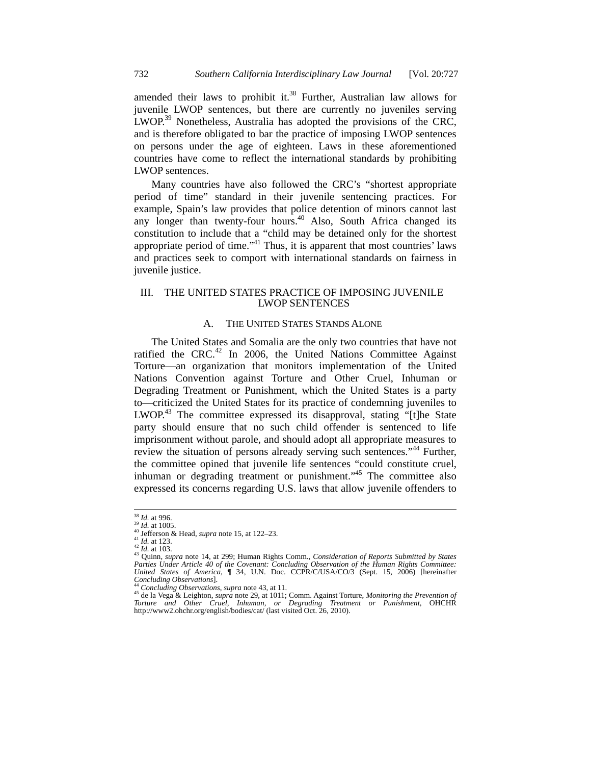amended their laws to prohibit it.[38] Further, Australian law allows for juvenile LWOP sentences, but there are currently no juveniles serving LWOP.[39] Nonetheless, Australia has adopted the provisions of the CRC, and is therefore obligated to bar the practice of imposing LWOP sentences on persons under the age of eighteen. Laws in these aforementioned countries have come to reflect the international standards by prohibiting LWOP sentences.

Many countries have also followed the CRC's "shortest appropriate period of time" standard in their juvenile sentencing practices. For example, Spain's law provides that police detention of minors cannot last any longer than twenty-four hours.[40] Also, South Africa changed its constitution to include that a "child may be detained only for the shortest appropriate period of time."[41] Thus, it is apparent that most countries' laws and practices seek to comport with international standards on fairness in juvenile justice.

## III. THE UNITED STATES PRACTICE OF IMPOSING JUVENILE LWOP SENTENCES

### A. THE UNITED STATES STANDS ALONE

The United States and Somalia are the only two countries that have not ratified the CRC.[42] In 2006, the United Nations Committee Against Torture—an organization that monitors implementation of the United Nations Convention against Torture and Other Cruel, Inhuman or Degrading Treatment or Punishment, which the United States is a party to—criticized the United States for its practice of condemning juveniles to LWOP.[43] The committee expressed its disapproval, stating "[t]he State party should ensure that no such child offender is sentenced to life imprisonment without parole, and should adopt all appropriate measures to review the situation of persons already serving such sentences."[44] Further, the committee opined that juvenile life sentences "could constitute cruel, inhuman or degrading treatment or punishment."[45] The committee also expressed its concerns regarding U.S. laws that allow juvenile offenders to

---

[38] *Id.* at 996.
[39] *Id.* at 1005.
[40] Jefferson & Head, *supra* note 15, at 122–23.
[41] *Id.* at 123.
[42] *Id.* at 103.
[43] Quinn, *supra* note 14, at 299; Human Rights Comm., *Consideration of Reports Submitted by States Parties Under Article 40 of the Covenant: Concluding Observation of the Human Rights Committee: United States of America*, ¶ 34, U.N. Doc. CCPR/C/USA/CO/3 (Sept. 15, 2006) [hereinafter *Concluding Observations*].
[44] *Concluding Observations*, *supra* note 43, at 11.
[45] de la Vega & Leighton, *supra* note 29, at 1011; Comm. Against Torture, *Monitoring the Prevention of Torture and Other Cruel, Inhuman, or Degrading Treatment or Punishment*, OHCHR http://www2.ohchr.org/english/bodies/cat/ (last visited Oct. 26, 2010).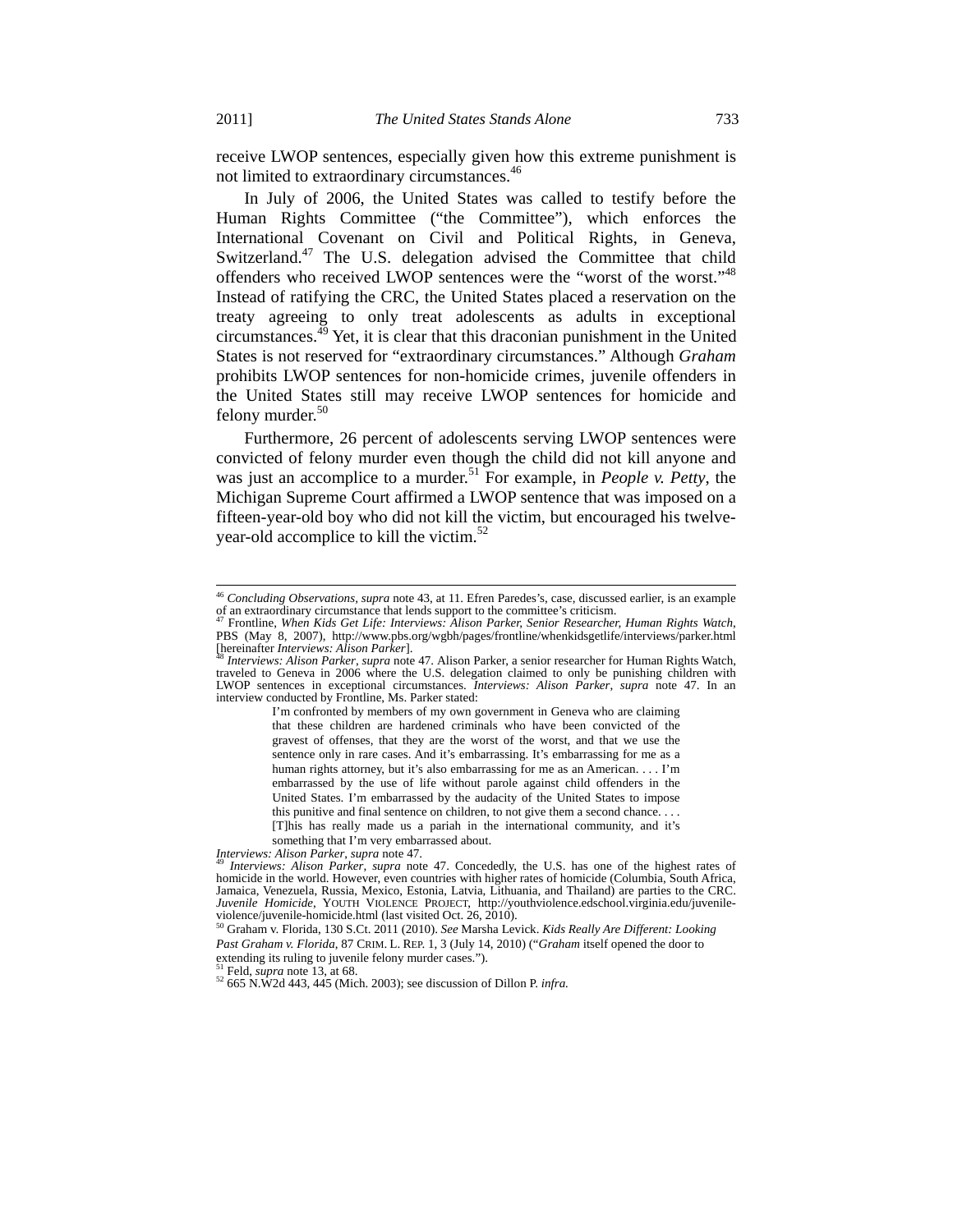receive LWOP sentences, especially given how this extreme punishment is not limited to extraordinary circumstances.[46]

In July of 2006, the United States was called to testify before the Human Rights Committee ("the Committee"), which enforces the International Covenant on Civil and Political Rights, in Geneva, Switzerland.[47] The U.S. delegation advised the Committee that child offenders who received LWOP sentences were the "worst of the worst."[48] Instead of ratifying the CRC, the United States placed a reservation on the treaty agreeing to only treat adolescents as adults in exceptional circumstances.[49] Yet, it is clear that this draconian punishment in the United States is not reserved for "extraordinary circumstances." Although *Graham* prohibits LWOP sentences for non-homicide crimes, juvenile offenders in the United States still may receive LWOP sentences for homicide and felony murder.[50]

Furthermore, 26 percent of adolescents serving LWOP sentences were convicted of felony murder even though the child did not kill anyone and was just an accomplice to a murder.[51] For example, in *People v. Petty*, the Michigan Supreme Court affirmed a LWOP sentence that was imposed on a fifteen-year-old boy who did not kill the victim, but encouraged his twelve-year-old accomplice to kill the victim.[52]

---

[46] *Concluding Observations*, *supra* note 43, at 11. Efren Paredes's, case, discussed earlier, is an example of an extraordinary circumstance that lends support to the committee's criticism.

[47] Frontline, *When Kids Get Life: Interviews: Alison Parker, Senior Researcher, Human Rights Watch*, PBS (May 8, 2007), http://www.pbs.org/wgbh/pages/frontline/whenkidsgetlife/interviews/parker.html [hereinafter *Interviews: Alison Parker*].

[48] *Interviews: Alison Parker*, *supra* note 47. Alison Parker, a senior researcher for Human Rights Watch, traveled to Geneva in 2006 where the U.S. delegation claimed to only be punishing children with LWOP sentences in exceptional circumstances. *Interviews: Alison Parker*, *supra* note 47. In an interview conducted by Frontline, Ms. Parker stated:

> I'm confronted by members of my own government in Geneva who are claiming that these children are hardened criminals who have been convicted of the gravest of offenses, that they are the worst of the worst, and that we use the sentence only in rare cases. And it's embarrassing. It's embarrassing for me as a human rights attorney, but it's also embarrassing for me as an American. . . . I'm embarrassed by the use of life without parole against child offenders in the United States. I'm embarrassed by the audacity of the United States to impose this punitive and final sentence on children, to not give them a second chance. . . . [T]his has really made us a pariah in the international community, and it's something that I'm very embarrassed about.

*Interviews: Alison Parker*, *supra* note 47.

[49] *Interviews: Alison Parker*, *supra* note 47. Concededly, the U.S. has one of the highest rates of homicide in the world. However, even countries with higher rates of homicide (Columbia, South Africa, Jamaica, Venezuela, Russia, Mexico, Estonia, Latvia, Lithuania, and Thailand) are parties to the CRC. *Juvenile Homicide*, YOUTH VIOLENCE PROJECT, http://youthviolence.edschool.virginia.edu/juvenile-violence/juvenile-homicide.html (last visited Oct. 26, 2010).

[50] Graham v. Florida, 130 S.Ct. 2011 (2010). *See* Marsha Levick. *Kids Really Are Different: Looking Past Graham v. Florida*, 87 CRIM. L. REP. 1, 3 (July 14, 2010) ("*Graham* itself opened the door to extending its ruling to juvenile felony murder cases.").

[51] Feld, *supra* note 13, at 68.

[52] 665 N.W2d 443, 445 (Mich. 2003); see discussion of Dillon P. *infra.*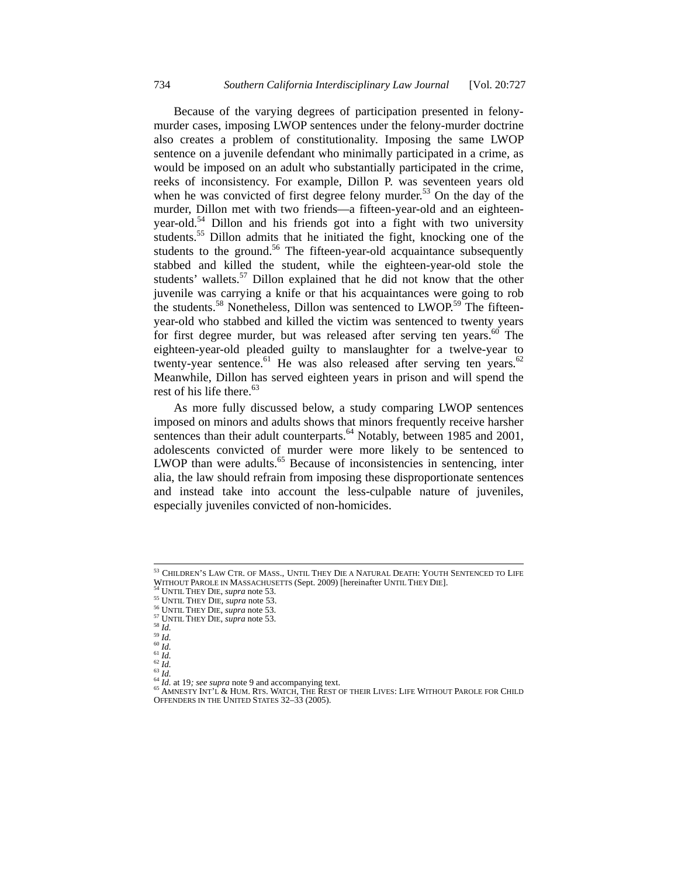Because of the varying degrees of participation presented in felony-murder cases, imposing LWOP sentences under the felony-murder doctrine also creates a problem of constitutionality. Imposing the same LWOP sentence on a juvenile defendant who minimally participated in a crime, as would be imposed on an adult who substantially participated in the crime, reeks of inconsistency. For example, Dillon P. was seventeen years old when he was convicted of first degree felony murder.[53] On the day of the murder, Dillon met with two friends—a fifteen-year-old and an eighteen-year-old.[54] Dillon and his friends got into a fight with two university students.[55] Dillon admits that he initiated the fight, knocking one of the students to the ground.[56] The fifteen-year-old acquaintance subsequently stabbed and killed the student, while the eighteen-year-old stole the students' wallets.[57] Dillon explained that he did not know that the other juvenile was carrying a knife or that his acquaintances were going to rob the students.[58] Nonetheless, Dillon was sentenced to LWOP.[59] The fifteen-year-old who stabbed and killed the victim was sentenced to twenty years for first degree murder, but was released after serving ten years.[60] The eighteen-year-old pleaded guilty to manslaughter for a twelve-year to twenty-year sentence.[61] He was also released after serving ten years.[62] Meanwhile, Dillon has served eighteen years in prison and will spend the rest of his life there.[63]

As more fully discussed below, a study comparing LWOP sentences imposed on minors and adults shows that minors frequently receive harsher sentences than their adult counterparts.[64] Notably, between 1985 and 2001, adolescents convicted of murder were more likely to be sentenced to LWOP than were adults.[65] Because of inconsistencies in sentencing, inter alia, the law should refrain from imposing these disproportionate sentences and instead take into account the less-culpable nature of juveniles, especially juveniles convicted of non-homicides.

---

[53] CHILDREN'S LAW CTR. OF MASS., UNTIL THEY DIE A NATURAL DEATH: YOUTH SENTENCED TO LIFE WITHOUT PAROLE IN MASSACHUSETTS (Sept. 2009) [hereinafter UNTIL THEY DIE].
[54] UNTIL THEY DIE, *supra* note 53.
[55] UNTIL THEY DIE, *supra* note 53.
[56] UNTIL THEY DIE, *supra* note 53.
[57] UNTIL THEY DIE, *supra* note 53.
[58] *Id.*
[59] *Id.*
[60] *Id.*
[61] *Id.*
[62] *Id.*
[63] *Id.*
[64] *Id.* at 19*; see supra* note 9 and accompanying text.
[65] AMNESTY INT'L & HUM. RTS. WATCH, THE REST OF THEIR LIVES: LIFE WITHOUT PAROLE FOR CHILD OFFENDERS IN THE UNITED STATES 32–33 (2005).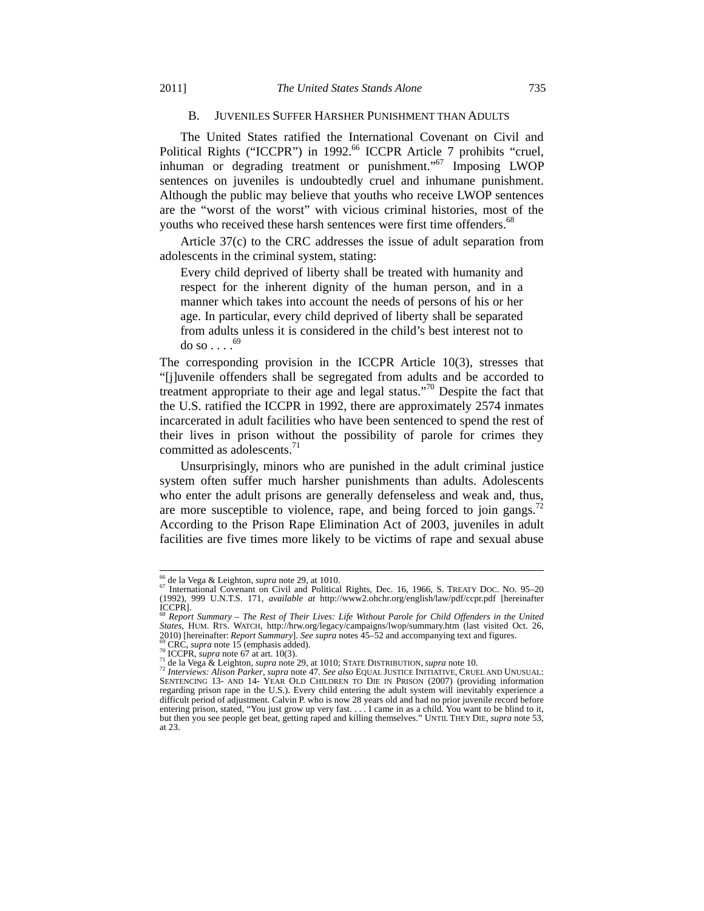### B. Juveniles Suffer Harsher Punishment than Adults

The United States ratified the International Covenant on Civil and Political Rights ("ICCPR") in 1992.[66] ICCPR Article 7 prohibits "cruel, inhuman or degrading treatment or punishment."[67] Imposing LWOP sentences on juveniles is undoubtedly cruel and inhumane punishment. Although the public may believe that youths who receive LWOP sentences are the "worst of the worst" with vicious criminal histories, most of the youths who received these harsh sentences were first time offenders.[68]

Article 37(c) to the CRC addresses the issue of adult separation from adolescents in the criminal system, stating:

> Every child deprived of liberty shall be treated with humanity and respect for the inherent dignity of the human person, and in a manner which takes into account the needs of persons of his or her age. In particular, every child deprived of liberty shall be separated from adults unless it is considered in the child's best interest not to do so . . . .[69]

The corresponding provision in the ICCPR Article 10(3), stresses that "[j]uvenile offenders shall be segregated from adults and be accorded to treatment appropriate to their age and legal status."[70] Despite the fact that the U.S. ratified the ICCPR in 1992, there are approximately 2574 inmates incarcerated in adult facilities who have been sentenced to spend the rest of their lives in prison without the possibility of parole for crimes they committed as adolescents.[71]

Unsurprisingly, minors who are punished in the adult criminal justice system often suffer much harsher punishments than adults. Adolescents who enter the adult prisons are generally defenseless and weak and, thus, are more susceptible to violence, rape, and being forced to join gangs.[72] According to the Prison Rape Elimination Act of 2003, juveniles in adult facilities are five times more likely to be victims of rape and sexual abuse

---

[66] de la Vega & Leighton, *supra* note 29, at 1010.

[67] International Covenant on Civil and Political Rights, Dec. 16, 1966, S. TREATY DOC. NO. 95–20 (1992), 999 U.N.T.S. 171, *available at* http://www2.ohchr.org/english/law/pdf/ccpr.pdf [hereinafter ICCPR].

[68] *Report Summary – The Rest of Their Lives: Life Without Parole for Child Offenders in the United States*, HUM. RTS. WATCH, http://hrw.org/legacy/campaigns/lwop/summary.htm (last visited Oct. 26, 2010) [hereinafter: *Report Summary*]. *See supra* notes 45–52 and accompanying text and figures.

[69] CRC, *supra* note 15 (emphasis added).

[70] ICCPR, *supra* note 67 at art. 10(3).

[71] de la Vega & Leighton, *supra* note 29, at 1010; STATE DISTRIBUTION, *supra* note 10.

[72] *Interviews: Alison Parker*, *supra* note 47. *See also* EQUAL JUSTICE INITIATIVE, CRUEL AND UNUSUAL: SENTENCING 13- AND 14- YEAR OLD CHILDREN TO DIE IN PRISON (2007) (providing information regarding prison rape in the U.S.). Every child entering the adult system will inevitably experience a difficult period of adjustment. Calvin P. who is now 28 years old and had no prior juvenile record before entering prison, stated, "You just grow up very fast. . . . I came in as a child. You want to be blind to it, but then you see people get beat, getting raped and killing themselves." UNTIL THEY DIE, *supra* note 53, at 23.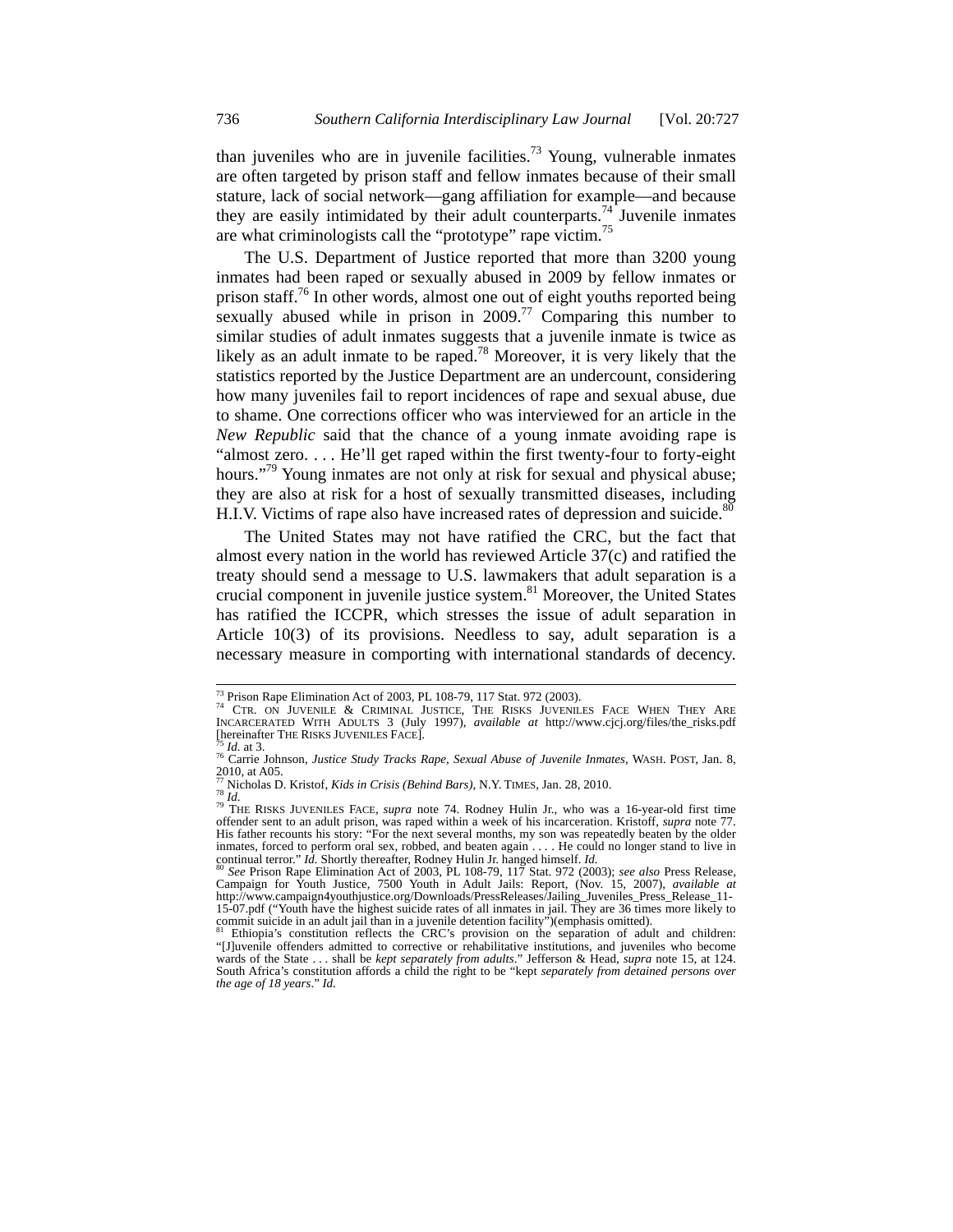than juveniles who are in juvenile facilities.[73] Young, vulnerable inmates are often targeted by prison staff and fellow inmates because of their small stature, lack of social network—gang affiliation for example—and because they are easily intimidated by their adult counterparts.[74] Juvenile inmates are what criminologists call the "prototype" rape victim.[75]

The U.S. Department of Justice reported that more than 3200 young inmates had been raped or sexually abused in 2009 by fellow inmates or prison staff.[76] In other words, almost one out of eight youths reported being sexually abused while in prison in 2009.[77] Comparing this number to similar studies of adult inmates suggests that a juvenile inmate is twice as likely as an adult inmate to be raped.[78] Moreover, it is very likely that the statistics reported by the Justice Department are an undercount, considering how many juveniles fail to report incidences of rape and sexual abuse, due to shame. One corrections officer who was interviewed for an article in the *New Republic* said that the chance of a young inmate avoiding rape is "almost zero. . . . He'll get raped within the first twenty-four to forty-eight hours."[79] Young inmates are not only at risk for sexual and physical abuse; they are also at risk for a host of sexually transmitted diseases, including H.I.V. Victims of rape also have increased rates of depression and suicide.[80]

The United States may not have ratified the CRC, but the fact that almost every nation in the world has reviewed Article 37(c) and ratified the treaty should send a message to U.S. lawmakers that adult separation is a crucial component in juvenile justice system.[81] Moreover, the United States has ratified the ICCPR, which stresses the issue of adult separation in Article 10(3) of its provisions. Needless to say, adult separation is a necessary measure in comporting with international standards of decency.

---

[73] Prison Rape Elimination Act of 2003, PL 108-79, 117 Stat. 972 (2003).

[74] CTR. ON JUVENILE & CRIMINAL JUSTICE, THE RISKS JUVENILES FACE WHEN THEY ARE INCARCERATED WITH ADULTS 3 (July 1997), *available at* http://www.cjcj.org/files/the_risks.pdf [hereinafter THE RISKS JUVENILES FACE].

[75] *Id.* at 3.

[76] Carrie Johnson, *Justice Study Tracks Rape, Sexual Abuse of Juvenile Inmates*, WASH. POST, Jan. 8, 2010, at A05.

[77] Nicholas D. Kristof, *Kids in Crisis (Behind Bars)*, N.Y. TIMES, Jan. 28, 2010.

[78] *Id.*

[79] THE RISKS JUVENILES FACE, *supra* note 74. Rodney Hulin Jr., who was a 16-year-old first time offender sent to an adult prison, was raped within a week of his incarceration. Kristoff, *supra* note 77. His father recounts his story: "For the next several months, my son was repeatedly beaten by the older inmates, forced to perform oral sex, robbed, and beaten again . . . . He could no longer stand to live in continual terror." *Id.* Shortly thereafter, Rodney Hulin Jr. hanged himself. *Id.*

[80] *See* Prison Rape Elimination Act of 2003, PL 108-79, 117 Stat. 972 (2003); *see also* Press Release, Campaign for Youth Justice, 7500 Youth in Adult Jails: Report, (Nov. 15, 2007), *available at* http://www.campaign4youthjustice.org/Downloads/PressReleases/Jailing_Juveniles_Press_Release_11-15-07.pdf ("Youth have the highest suicide rates of all inmates in jail. They are 36 times more likely to commit suicide in an adult jail than in a juvenile detention facility")(emphasis omitted).

[81] Ethiopia's constitution reflects the CRC's provision on the separation of adult and children: "[J]uvenile offenders admitted to corrective or rehabilitative institutions, and juveniles who become wards of the State . . . shall be *kept separately from adults*." Jefferson & Head, *supra* note 15, at 124. South Africa's constitution affords a child the right to be "kept *separately from detained persons over the age of 18 years*." *Id.*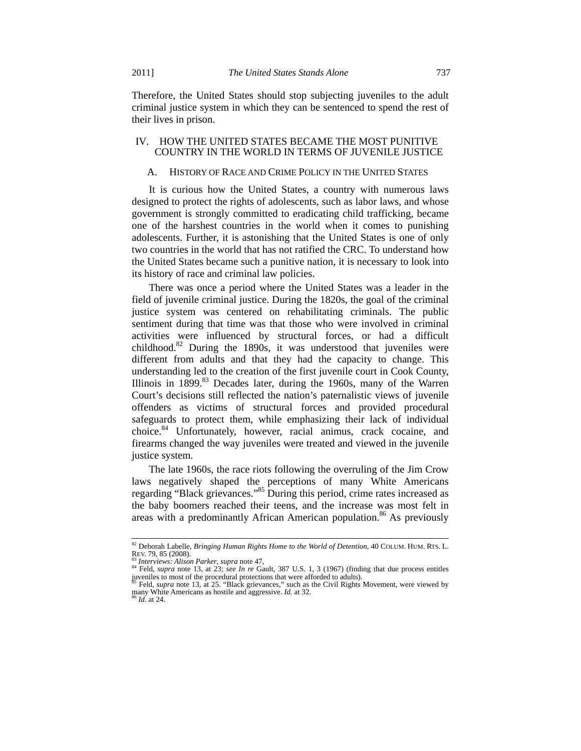Therefore, the United States should stop subjecting juveniles to the adult criminal justice system in which they can be sentenced to spend the rest of their lives in prison.

## IV. HOW THE UNITED STATES BECAME THE MOST PUNITIVE COUNTRY IN THE WORLD IN TERMS OF JUVENILE JUSTICE

### A. HISTORY OF RACE AND CRIME POLICY IN THE UNITED STATES

It is curious how the United States, a country with numerous laws designed to protect the rights of adolescents, such as labor laws, and whose government is strongly committed to eradicating child trafficking, became one of the harshest countries in the world when it comes to punishing adolescents. Further, it is astonishing that the United States is one of only two countries in the world that has not ratified the CRC. To understand how the United States became such a punitive nation, it is necessary to look into its history of race and criminal law policies.

There was once a period where the United States was a leader in the field of juvenile criminal justice. During the 1820s, the goal of the criminal justice system was centered on rehabilitating criminals. The public sentiment during that time was that those who were involved in criminal activities were influenced by structural forces, or had a difficult childhood.[82] During the 1890s, it was understood that juveniles were different from adults and that they had the capacity to change. This understanding led to the creation of the first juvenile court in Cook County, Illinois in 1899.[83] Decades later, during the 1960s, many of the Warren Court's decisions still reflected the nation's paternalistic views of juvenile offenders as victims of structural forces and provided procedural safeguards to protect them, while emphasizing their lack of individual choice.[84] Unfortunately, however, racial animus, crack cocaine, and firearms changed the way juveniles were treated and viewed in the juvenile justice system.

The late 1960s, the race riots following the overruling of the Jim Crow laws negatively shaped the perceptions of many White Americans regarding "Black grievances."[85] During this period, crime rates increased as the baby boomers reached their teens, and the increase was most felt in areas with a predominantly African American population.[86] As previously

---

[82] Deborah Labelle, *Bringing Human Rights Home to the World of Detention*, 40 COLUM. HUM. RTS. L. REV. 79, 85 (2008).

[83] *Interviews: Alison Parker*, *supra* note 47,

[84] Feld, *supra* note 13, at 23; *see In re* Gault, 387 U.S. 1, 3 (1967) (finding that due process entitles juveniles to most of the procedural protections that were afforded to adults).

[85] Feld, *supra* note 13, at 25. "Black grievances," such as the Civil Rights Movement, were viewed by many White Americans as hostile and aggressive. *Id.* at 32.

[86] *Id.* at 24.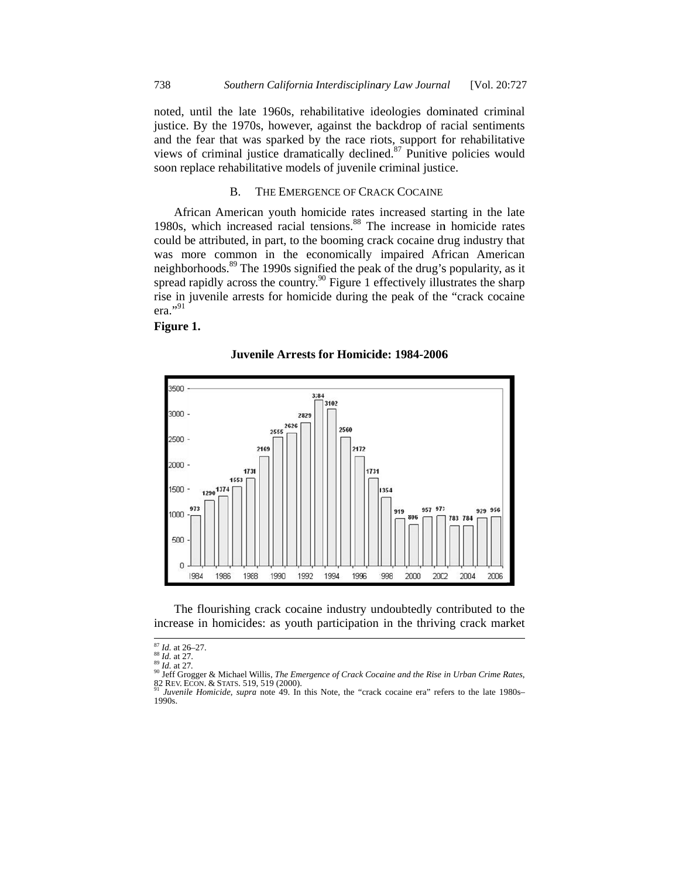noted, until the late 1960s, rehabilitative ideologies dominated criminal justice. By the 1970s, however, against the backdrop of racial sentiments and the fear that was sparked by the race riots, support for rehabilitative views of criminal justice dramatically declined.[87] Punitive policies would soon replace rehabilitative models of juvenile criminal justice.

### B. THE EMERGENCE OF CRACK COCAINE

African American youth homicide rates increased starting in the late 1980s, which increased racial tensions.[88] The increase in homicide rates could be attributed, in part, to the booming crack cocaine drug industry that was more common in the economically impaired African American neighborhoods.[89] The 1990s signified the peak of the drug's popularity, as it spread rapidly across the country.[90] Figure 1 effectively illustrates the sharp rise in juvenile arrests for homicide during the peak of the "crack cocaine era."[91]

**Figure 1.**

**Juvenile Arrests for Homicide: 1984-2006**

| Year | Arrests |
|---|---|
| 1984 | 973 |
| 1985 | 1290 |
| 1986 | 1374 |
| 1987 | 1553 |
| 1988 | 1731 |
| 1989 | 2169 |
| 1990 | 2555 |
| 1991 | 2626 |
| 1992 | 2829 |
| 1993 | 3284 |
| 1994 | 3102 |
| 1995 | 2560 |
| 1996 | 2172 |
| 1997 | 1731 |
| 1998 | 1354 |
| 1999 | 919 |
| 2000 | 806 |
| 2001 | 957 |
| 2002 | 973 |
| 2003 | 783 |
| 2004 | 784 |
| 2005 | 929 |
| 2006 | 956 |

The flourishing crack cocaine industry undoubtedly contributed to the increase in homicides: as youth participation in the thriving crack market

[87] *Id.* at 26–27.
[88] *Id.* at 27.
[89] *Id.* at 27.
[90] Jeff Grogger & Michael Willis, *The Emergence of Crack Cocaine and the Rise in Urban Crime Rates*, 82 REV. ECON. & STATS. 519, 519 (2000).
[91] *Juvenile Homicide*, *supra* note 49. In this Note, the "crack cocaine era" refers to the late 1980s–1990s.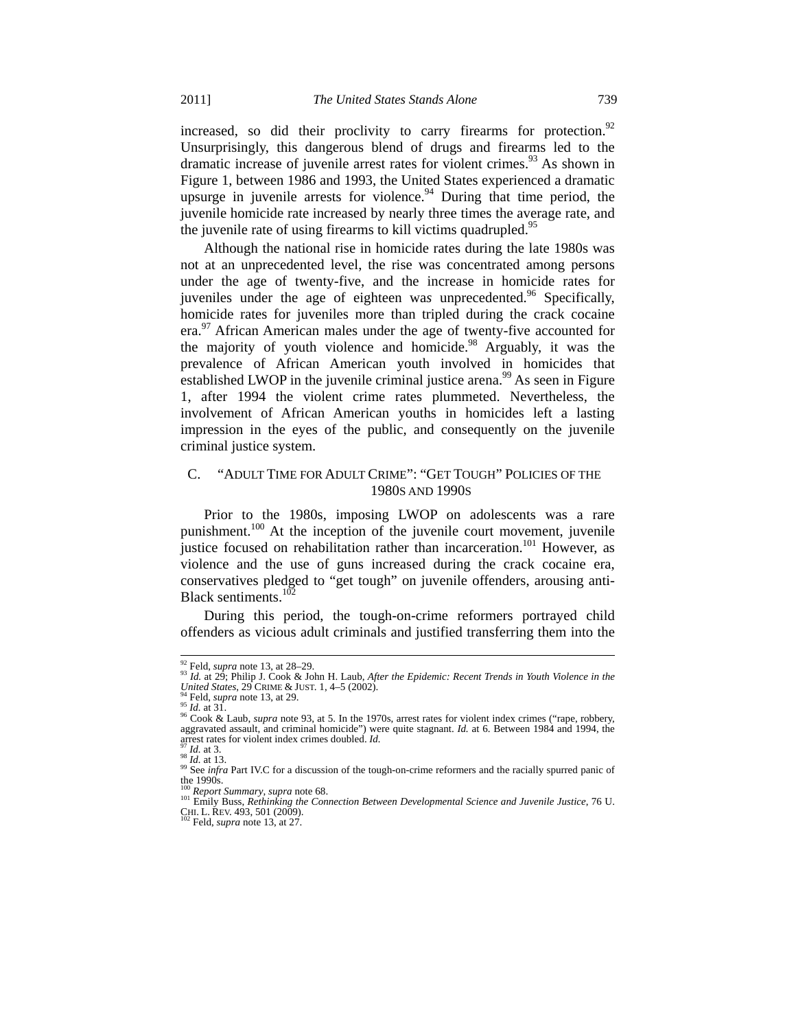increased, so did their proclivity to carry firearms for protection.[92] Unsurprisingly, this dangerous blend of drugs and firearms led to the dramatic increase of juvenile arrest rates for violent crimes.[93] As shown in Figure 1, between 1986 and 1993, the United States experienced a dramatic upsurge in juvenile arrests for violence.[94] During that time period, the juvenile homicide rate increased by nearly three times the average rate, and the juvenile rate of using firearms to kill victims quadrupled.[95]

Although the national rise in homicide rates during the late 1980s was not at an unprecedented level, the rise was concentrated among persons under the age of twenty-five, and the increase in homicide rates for juveniles under the age of eighteen was unprecedented.[96] Specifically, homicide rates for juveniles more than tripled during the crack cocaine era.[97] African American males under the age of twenty-five accounted for the majority of youth violence and homicide.[98] Arguably, it was the prevalence of African American youth involved in homicides that established LWOP in the juvenile criminal justice arena.[99] As seen in Figure 1, after 1994 the violent crime rates plummeted. Nevertheless, the involvement of African American youths in homicides left a lasting impression in the eyes of the public, and consequently on the juvenile criminal justice system.

### C. "ADULT TIME FOR ADULT CRIME": "GET TOUGH" POLICIES OF THE 1980S AND 1990S

Prior to the 1980s, imposing LWOP on adolescents was a rare punishment.[100] At the inception of the juvenile court movement, juvenile justice focused on rehabilitation rather than incarceration.[101] However, as violence and the use of guns increased during the crack cocaine era, conservatives pledged to "get tough" on juvenile offenders, arousing anti-Black sentiments.[102]

During this period, the tough-on-crime reformers portrayed child offenders as vicious adult criminals and justified transferring them into the

---

[92] Feld, *supra* note 13, at 28–29.

[93] *Id.* at 29; Philip J. Cook & John H. Laub, *After the Epidemic: Recent Trends in Youth Violence in the United States*, 29 CRIME & JUST. 1, 4–5 (2002).

[94] Feld, *supra* note 13, at 29.

[95] *Id.* at 31.

[96] Cook & Laub, *supra* note 93, at 5. In the 1970s, arrest rates for violent index crimes ("rape, robbery, aggravated assault, and criminal homicide") were quite stagnant. *Id.* at 6. Between 1984 and 1994, the arrest rates for violent index crimes doubled. *Id.*

[97] *Id.* at 3.

[98] *Id.* at 13.

[99] See *infra* Part IV.C for a discussion of the tough-on-crime reformers and the racially spurred panic of the 1990s.

[100] *Report Summary*, *supra* note 68.

[101] Emily Buss, *Rethinking the Connection Between Developmental Science and Juvenile Justice*, 76 U. CHI. L. REV. 493, 501 (2009).

[102] Feld, *supra* note 13, at 27.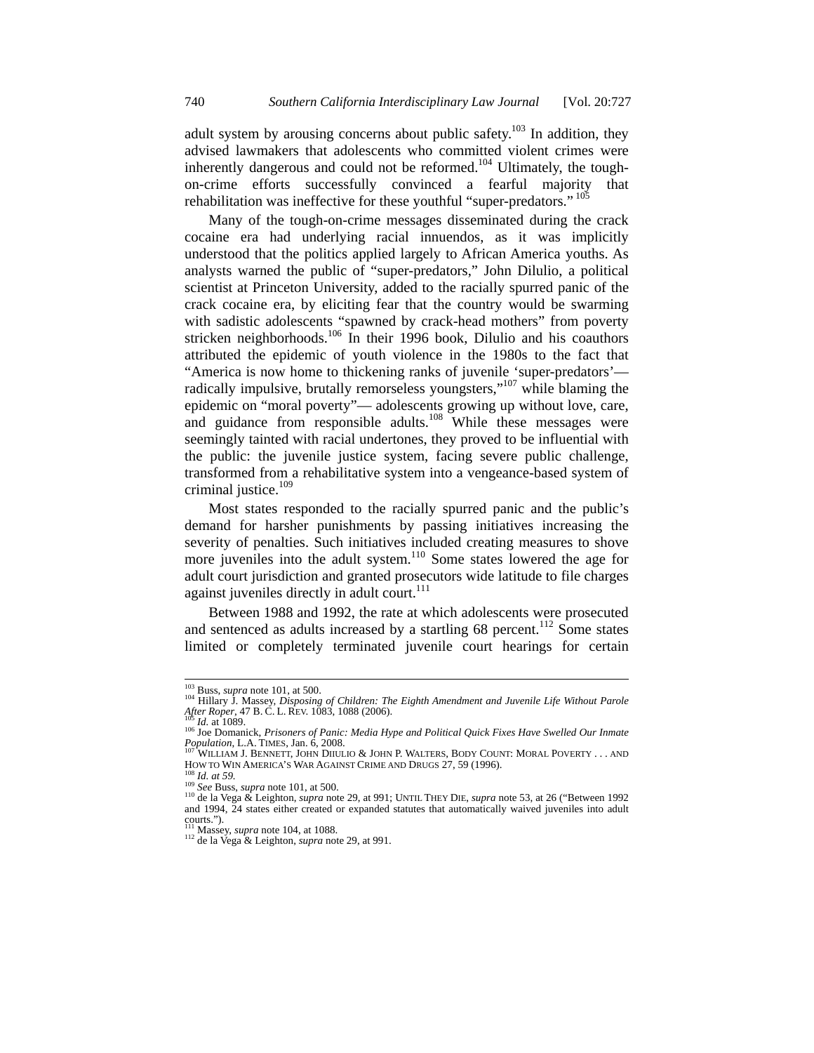adult system by arousing concerns about public safety.[103] In addition, they advised lawmakers that adolescents who committed violent crimes were inherently dangerous and could not be reformed.[104] Ultimately, the tough-on-crime efforts successfully convinced a fearful majority that rehabilitation was ineffective for these youthful "super-predators."[105]

Many of the tough-on-crime messages disseminated during the crack cocaine era had underlying racial innuendos, as it was implicitly understood that the politics applied largely to African America youths. As analysts warned the public of "super-predators," John Dilulio, a political scientist at Princeton University, added to the racially spurred panic of the crack cocaine era, by eliciting fear that the country would be swarming with sadistic adolescents "spawned by crack-head mothers" from poverty stricken neighborhoods.[106] In their 1996 book, Dilulio and his coauthors attributed the epidemic of youth violence in the 1980s to the fact that "America is now home to thickening ranks of juvenile 'super-predators'—radically impulsive, brutally remorseless youngsters,"[107] while blaming the epidemic on "moral poverty"— adolescents growing up without love, care, and guidance from responsible adults.[108] While these messages were seemingly tainted with racial undertones, they proved to be influential with the public: the juvenile justice system, facing severe public challenge, transformed from a rehabilitative system into a vengeance-based system of criminal justice.[109]

Most states responded to the racially spurred panic and the public's demand for harsher punishments by passing initiatives increasing the severity of penalties. Such initiatives included creating measures to shove more juveniles into the adult system.[110] Some states lowered the age for adult court jurisdiction and granted prosecutors wide latitude to file charges against juveniles directly in adult court.[111]

Between 1988 and 1992, the rate at which adolescents were prosecuted and sentenced as adults increased by a startling 68 percent.[112] Some states limited or completely terminated juvenile court hearings for certain

---

[103] Buss, *supra* note 101, at 500.

[104] Hillary J. Massey, *Disposing of Children: The Eighth Amendment and Juvenile Life Without Parole After Roper*, 47 B. C. L. REV. 1083, 1088 (2006).

[105] *Id.* at 1089.

[106] Joe Domanick, *Prisoners of Panic: Media Hype and Political Quick Fixes Have Swelled Our Inmate Population*, L.A. TIMES, Jan. 6, 2008.

[107] WILLIAM J. BENNETT, JOHN DIIULIO & JOHN P. WALTERS, BODY COUNT: MORAL POVERTY . . . AND HOW TO WIN AMERICA'S WAR AGAINST CRIME AND DRUGS 27, 59 (1996).

[108] *Id. at 59.*

[109] *See* Buss, *supra* note 101, at 500.

[110] de la Vega & Leighton, *supra* note 29, at 991; UNTIL THEY DIE, *supra* note 53, at 26 ("Between 1992 and 1994, 24 states either created or expanded statutes that automatically waived juveniles into adult courts.").

[111] Massey, *supra* note 104, at 1088.

[112] de la Vega & Leighton, *supra* note 29, at 991.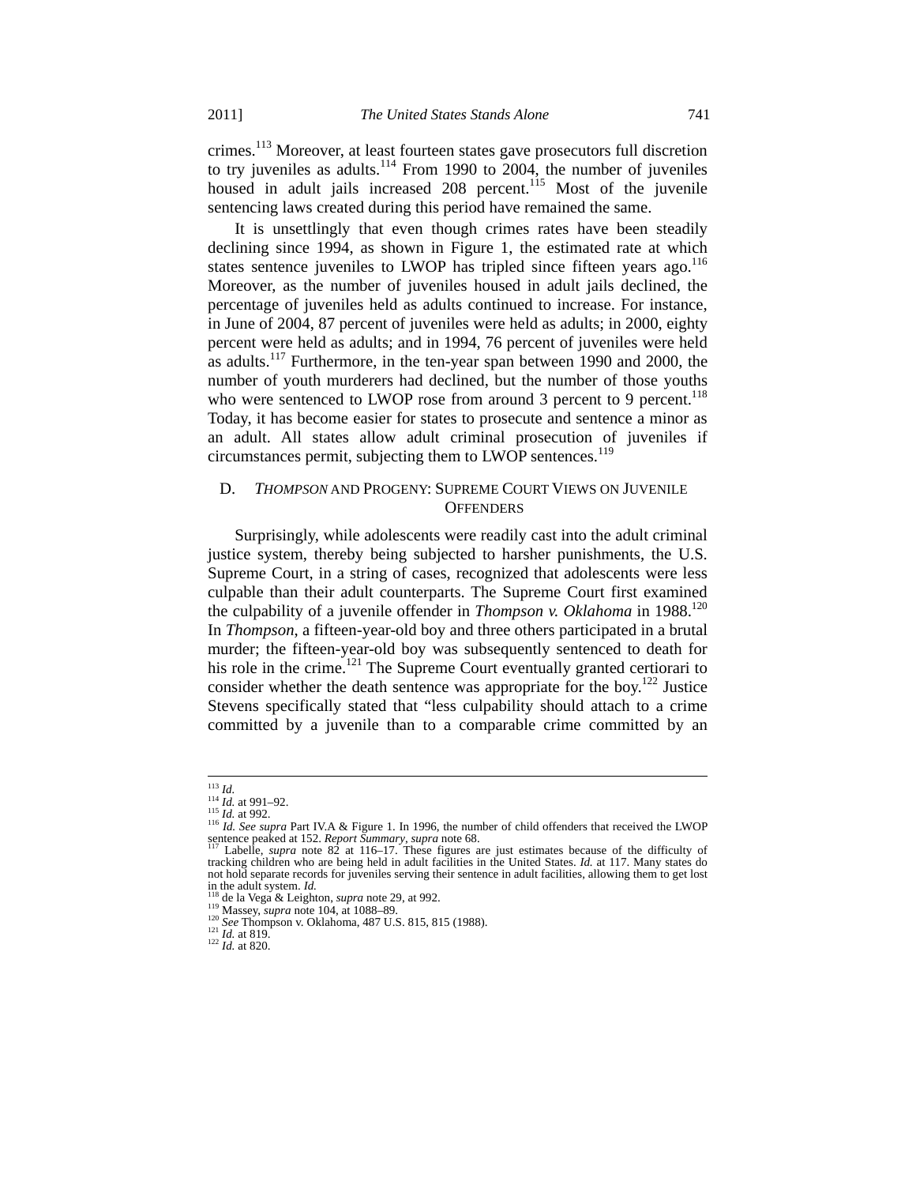crimes.[113] Moreover, at least fourteen states gave prosecutors full discretion to try juveniles as adults.[114] From 1990 to 2004, the number of juveniles housed in adult jails increased 208 percent.[115] Most of the juvenile sentencing laws created during this period have remained the same.

It is unsettlingly that even though crimes rates have been steadily declining since 1994, as shown in Figure 1, the estimated rate at which states sentence juveniles to LWOP has tripled since fifteen years ago.[116] Moreover, as the number of juveniles housed in adult jails declined, the percentage of juveniles held as adults continued to increase. For instance, in June of 2004, 87 percent of juveniles were held as adults; in 2000, eighty percent were held as adults; and in 1994, 76 percent of juveniles were held as adults.[117] Furthermore, in the ten-year span between 1990 and 2000, the number of youth murderers had declined, but the number of those youths who were sentenced to LWOP rose from around 3 percent to 9 percent.[118] Today, it has become easier for states to prosecute and sentence a minor as an adult. All states allow adult criminal prosecution of juveniles if circumstances permit, subjecting them to LWOP sentences.[119]

## D. *THOMPSON* AND PROGENY: SUPREME COURT VIEWS ON JUVENILE OFFENDERS

Surprisingly, while adolescents were readily cast into the adult criminal justice system, thereby being subjected to harsher punishments, the U.S. Supreme Court, in a string of cases, recognized that adolescents were less culpable than their adult counterparts. The Supreme Court first examined the culpability of a juvenile offender in *Thompson v. Oklahoma* in 1988.[120] In *Thompson*, a fifteen-year-old boy and three others participated in a brutal murder; the fifteen-year-old boy was subsequently sentenced to death for his role in the crime.[121] The Supreme Court eventually granted certiorari to consider whether the death sentence was appropriate for the boy.[122] Justice Stevens specifically stated that "less culpability should attach to a crime committed by a juvenile than to a comparable crime committed by an

---

[113] *Id.*

[114] *Id.* at 991–92.

[115] *Id.* at 992.

[116] *Id. See supra* Part IV.A & Figure 1. In 1996, the number of child offenders that received the LWOP sentence peaked at 152. *Report Summary*, *supra* note 68.

[117] Labelle, *supra* note 82 at 116–17. These figures are just estimates because of the difficulty of tracking children who are being held in adult facilities in the United States. *Id.* at 117. Many states do not hold separate records for juveniles serving their sentence in adult facilities, allowing them to get lost in the adult system. *Id.*

[118] de la Vega & Leighton, *supra* note 29, at 992.

[119] Massey, *supra* note 104, at 1088–89.

[120] *See* Thompson v. Oklahoma, 487 U.S. 815, 815 (1988).

[121] *Id.* at 819.

[122] *Id.* at 820.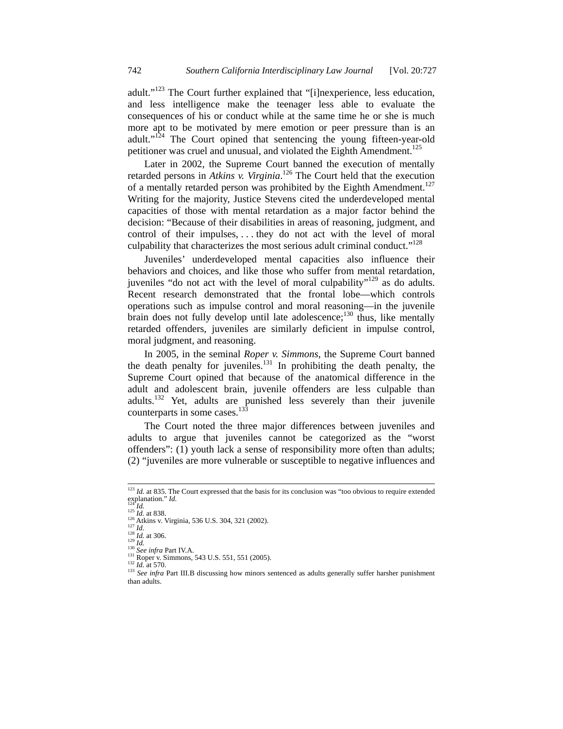adult."[123] The Court further explained that "[i]nexperience, less education, and less intelligence make the teenager less able to evaluate the consequences of his or conduct while at the same time he or she is much more apt to be motivated by mere emotion or peer pressure than is an adult."[124] The Court opined that sentencing the young fifteen-year-old petitioner was cruel and unusual, and violated the Eighth Amendment.[125]

Later in 2002, the Supreme Court banned the execution of mentally retarded persons in *Atkins v. Virginia*.[126] The Court held that the execution of a mentally retarded person was prohibited by the Eighth Amendment.[127] Writing for the majority, Justice Stevens cited the underdeveloped mental capacities of those with mental retardation as a major factor behind the decision: "Because of their disabilities in areas of reasoning, judgment, and control of their impulses, . . . they do not act with the level of moral culpability that characterizes the most serious adult criminal conduct."[128]

Juveniles' underdeveloped mental capacities also influence their behaviors and choices, and like those who suffer from mental retardation, juveniles "do not act with the level of moral culpability"[129] as do adults. Recent research demonstrated that the frontal lobe—which controls operations such as impulse control and moral reasoning—in the juvenile brain does not fully develop until late adolescence;[130] thus, like mentally retarded offenders, juveniles are similarly deficient in impulse control, moral judgment, and reasoning.

In 2005, in the seminal *Roper v. Simmons*, the Supreme Court banned the death penalty for juveniles.[131] In prohibiting the death penalty, the Supreme Court opined that because of the anatomical difference in the adult and adolescent brain, juvenile offenders are less culpable than adults.[132] Yet, adults are punished less severely than their juvenile counterparts in some cases.[133]

The Court noted the three major differences between juveniles and adults to argue that juveniles cannot be categorized as the "worst offenders": (1) youth lack a sense of responsibility more often than adults; (2) "juveniles are more vulnerable or susceptible to negative influences and

---

[123] *Id.* at 835. The Court expressed that the basis for its conclusion was "too obvious to require extended explanation." *Id.*
[124] *Id.*
[125] *Id.* at 838.
[126] Atkins v. Virginia, 536 U.S. 304, 321 (2002).
[127] *Id.*
[128] *Id.* at 306.
[129] *Id.*
[130] *See infra* Part IV.A.
[131] Roper v. Simmons, 543 U.S. 551, 551 (2005).
[132] *Id.* at 570.
[133] *See infra* Part III.B discussing how minors sentenced as adults generally suffer harsher punishment than adults.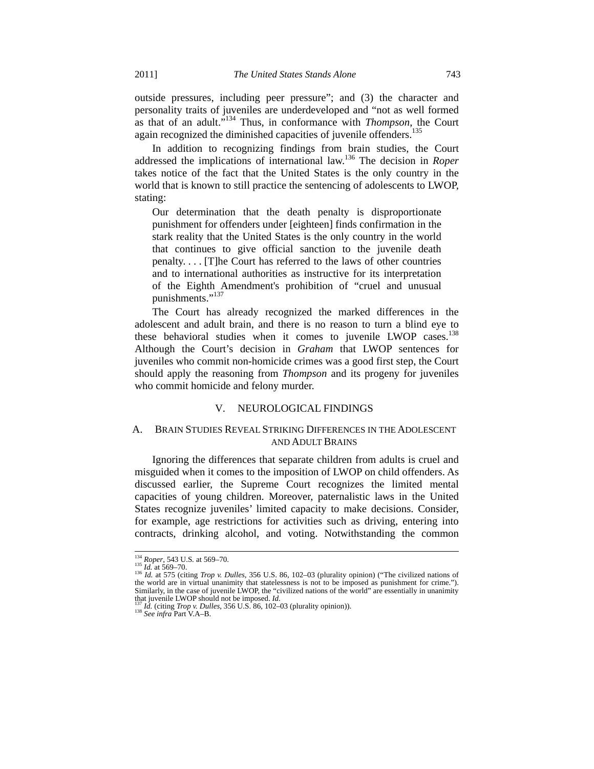outside pressures, including peer pressure"; and (3) the character and personality traits of juveniles are underdeveloped and "not as well formed as that of an adult."[134] Thus, in conformance with *Thompson*, the Court again recognized the diminished capacities of juvenile offenders.[135]

In addition to recognizing findings from brain studies, the Court addressed the implications of international law.[136] The decision in *Roper* takes notice of the fact that the United States is the only country in the world that is known to still practice the sentencing of adolescents to LWOP, stating:

> Our determination that the death penalty is disproportionate punishment for offenders under [eighteen] finds confirmation in the stark reality that the United States is the only country in the world that continues to give official sanction to the juvenile death penalty. . . . [T]he Court has referred to the laws of other countries and to international authorities as instructive for its interpretation of the Eighth Amendment's prohibition of "cruel and unusual punishments."[137]

The Court has already recognized the marked differences in the adolescent and adult brain, and there is no reason to turn a blind eye to these behavioral studies when it comes to juvenile LWOP cases.[138] Although the Court's decision in *Graham* that LWOP sentences for juveniles who commit non-homicide crimes was a good first step, the Court should apply the reasoning from *Thompson* and its progeny for juveniles who commit homicide and felony murder.

## V. NEUROLOGICAL FINDINGS

### A. BRAIN STUDIES REVEAL STRIKING DIFFERENCES IN THE ADOLESCENT AND ADULT BRAINS

Ignoring the differences that separate children from adults is cruel and misguided when it comes to the imposition of LWOP on child offenders. As discussed earlier, the Supreme Court recognizes the limited mental capacities of young children. Moreover, paternalistic laws in the United States recognize juveniles' limited capacity to make decisions. Consider, for example, age restrictions for activities such as driving, entering into contracts, drinking alcohol, and voting. Notwithstanding the common

---

[134] *Roper*, 543 U.S. at 569–70.

[135] *Id.* at 569–70.

[136] *Id.* at 575 (citing *Trop v. Dulles*, 356 U.S. 86, 102–03 (plurality opinion) ("The civilized nations of the world are in virtual unanimity that statelessness is not to be imposed as punishment for crime."). Similarly, in the case of juvenile LWOP, the "civilized nations of the world" are essentially in unanimity that juvenile LWOP should not be imposed. *Id.*

[137] *Id.* (citing *Trop v. Dulles*, 356 U.S. 86, 102–03 (plurality opinion)).

[138] *See infra* Part V.A–B.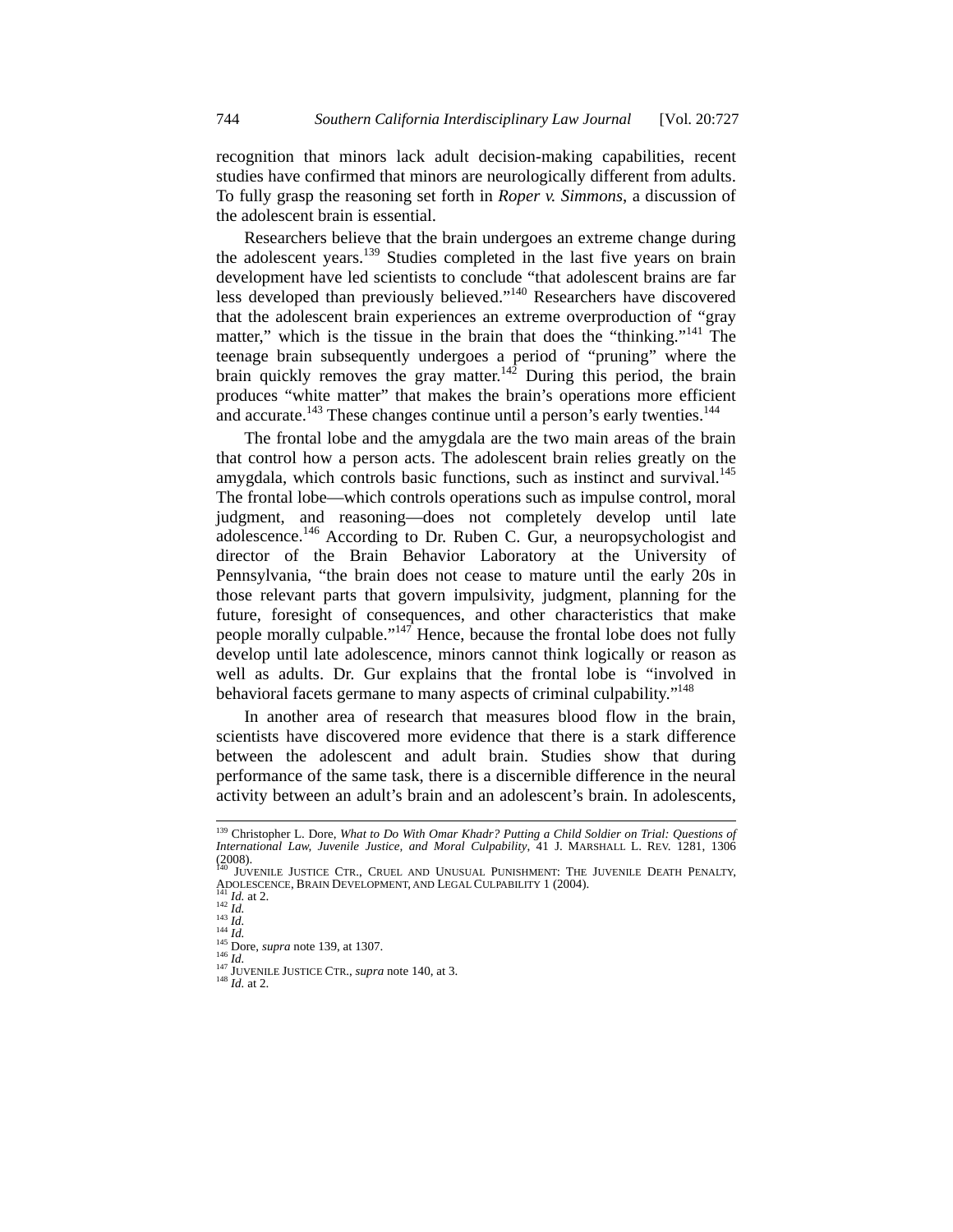recognition that minors lack adult decision-making capabilities, recent studies have confirmed that minors are neurologically different from adults. To fully grasp the reasoning set forth in *Roper v. Simmons*, a discussion of the adolescent brain is essential.

Researchers believe that the brain undergoes an extreme change during the adolescent years.[139] Studies completed in the last five years on brain development have led scientists to conclude "that adolescent brains are far less developed than previously believed."[140] Researchers have discovered that the adolescent brain experiences an extreme overproduction of "gray matter," which is the tissue in the brain that does the "thinking."[141] The teenage brain subsequently undergoes a period of "pruning" where the brain quickly removes the gray matter.[142] During this period, the brain produces "white matter" that makes the brain's operations more efficient and accurate.[143] These changes continue until a person's early twenties.[144]

The frontal lobe and the amygdala are the two main areas of the brain that control how a person acts. The adolescent brain relies greatly on the amygdala, which controls basic functions, such as instinct and survival.[145] The frontal lobe—which controls operations such as impulse control, moral judgment, and reasoning—does not completely develop until late adolescence.[146] According to Dr. Ruben C. Gur, a neuropsychologist and director of the Brain Behavior Laboratory at the University of Pennsylvania, "the brain does not cease to mature until the early 20s in those relevant parts that govern impulsivity, judgment, planning for the future, foresight of consequences, and other characteristics that make people morally culpable."[147] Hence, because the frontal lobe does not fully develop until late adolescence, minors cannot think logically or reason as well as adults. Dr. Gur explains that the frontal lobe is "involved in behavioral facets germane to many aspects of criminal culpability."[148]

In another area of research that measures blood flow in the brain, scientists have discovered more evidence that there is a stark difference between the adolescent and adult brain. Studies show that during performance of the same task, there is a discernible difference in the neural activity between an adult's brain and an adolescent's brain. In adolescents,

---

[139] Christopher L. Dore, *What to Do With Omar Khadr? Putting a Child Soldier on Trial: Questions of International Law, Juvenile Justice, and Moral Culpability*, 41 J. MARSHALL L. REV. 1281, 1306 (2008).

[140] JUVENILE JUSTICE CTR., CRUEL AND UNUSUAL PUNISHMENT: THE JUVENILE DEATH PENALTY, ADOLESCENCE, BRAIN DEVELOPMENT, AND LEGAL CULPABILITY 1 (2004).

[141] *Id.* at 2.

[142] *Id.*

[143] *Id.*

[144] *Id.*

[145] Dore, *supra* note 139, at 1307.

[146] *Id.*

[147] JUVENILE JUSTICE CTR., *supra* note 140, at 3.

[148] *Id.* at 2.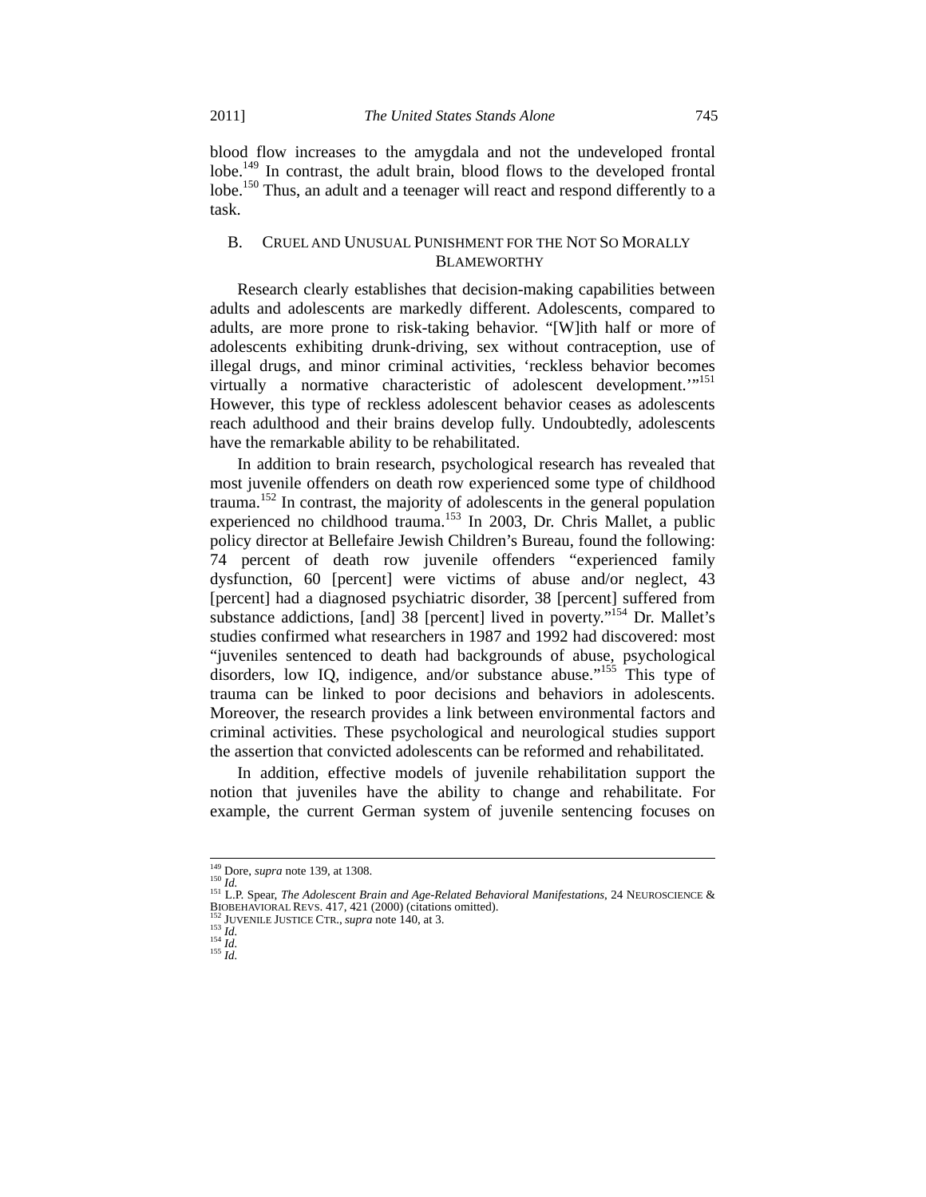blood flow increases to the amygdala and not the undeveloped frontal lobe.[149] In contrast, the adult brain, blood flows to the developed frontal lobe.[150] Thus, an adult and a teenager will react and respond differently to a task.

## B. Cruel and Unusual Punishment for the Not So Morally Blameworthy

Research clearly establishes that decision-making capabilities between adults and adolescents are markedly different. Adolescents, compared to adults, are more prone to risk-taking behavior. "[W]ith half or more of adolescents exhibiting drunk-driving, sex without contraception, use of illegal drugs, and minor criminal activities, 'reckless behavior becomes virtually a normative characteristic of adolescent development.'"[151] However, this type of reckless adolescent behavior ceases as adolescents reach adulthood and their brains develop fully. Undoubtedly, adolescents have the remarkable ability to be rehabilitated.

In addition to brain research, psychological research has revealed that most juvenile offenders on death row experienced some type of childhood trauma.[152] In contrast, the majority of adolescents in the general population experienced no childhood trauma.[153] In 2003, Dr. Chris Mallet, a public policy director at Bellefaire Jewish Children's Bureau, found the following: 74 percent of death row juvenile offenders "experienced family dysfunction, 60 [percent] were victims of abuse and/or neglect, 43 [percent] had a diagnosed psychiatric disorder, 38 [percent] suffered from substance addictions, [and] 38 [percent] lived in poverty."[154] Dr. Mallet's studies confirmed what researchers in 1987 and 1992 had discovered: most "juveniles sentenced to death had backgrounds of abuse, psychological disorders, low IQ, indigence, and/or substance abuse."[155] This type of trauma can be linked to poor decisions and behaviors in adolescents. Moreover, the research provides a link between environmental factors and criminal activities. These psychological and neurological studies support the assertion that convicted adolescents can be reformed and rehabilitated.

In addition, effective models of juvenile rehabilitation support the notion that juveniles have the ability to change and rehabilitate. For example, the current German system of juvenile sentencing focuses on

---

[149] Dore, *supra* note 139, at 1308.
[150] *Id.*
[151] L.P. Spear, *The Adolescent Brain and Age-Related Behavioral Manifestations*, 24 NEUROSCIENCE & BIOBEHAVIORAL REVS. 417, 421 (2000) (citations omitted).
[152] JUVENILE JUSTICE CTR., *supra* note 140, at 3.
[153] *Id.*
[154] *Id.*
[155] *Id.*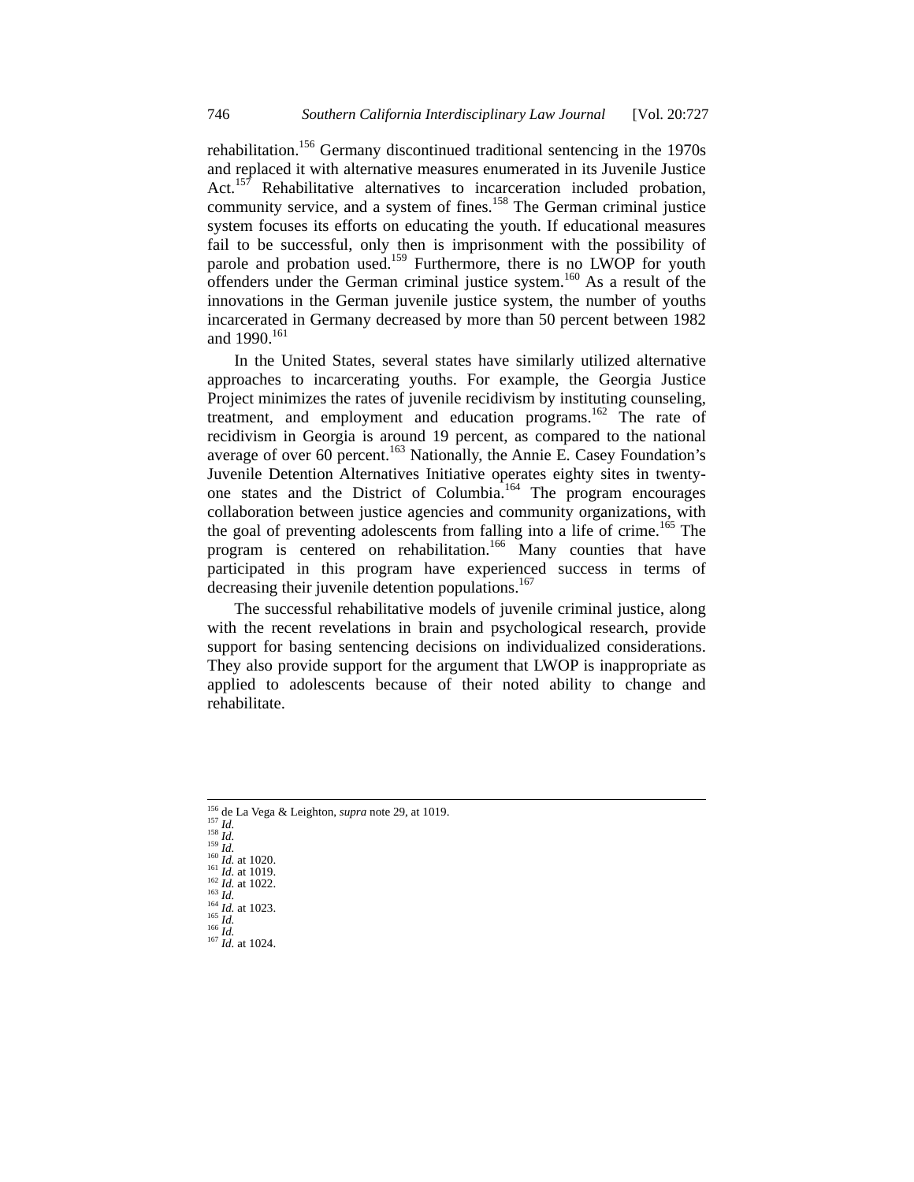rehabilitation.[156] Germany discontinued traditional sentencing in the 1970s and replaced it with alternative measures enumerated in its Juvenile Justice Act.[157] Rehabilitative alternatives to incarceration included probation, community service, and a system of fines.[158] The German criminal justice system focuses its efforts on educating the youth. If educational measures fail to be successful, only then is imprisonment with the possibility of parole and probation used.[159] Furthermore, there is no LWOP for youth offenders under the German criminal justice system.[160] As a result of the innovations in the German juvenile justice system, the number of youths incarcerated in Germany decreased by more than 50 percent between 1982 and 1990.[161]

In the United States, several states have similarly utilized alternative approaches to incarcerating youths. For example, the Georgia Justice Project minimizes the rates of juvenile recidivism by instituting counseling, treatment, and employment and education programs.[162] The rate of recidivism in Georgia is around 19 percent, as compared to the national average of over 60 percent.[163] Nationally, the Annie E. Casey Foundation's Juvenile Detention Alternatives Initiative operates eighty sites in twenty-one states and the District of Columbia.[164] The program encourages collaboration between justice agencies and community organizations, with the goal of preventing adolescents from falling into a life of crime.[165] The program is centered on rehabilitation.[166] Many counties that have participated in this program have experienced success in terms of decreasing their juvenile detention populations.[167]

The successful rehabilitative models of juvenile criminal justice, along with the recent revelations in brain and psychological research, provide support for basing sentencing decisions on individualized considerations. They also provide support for the argument that LWOP is inappropriate as applied to adolescents because of their noted ability to change and rehabilitate.

---

[156] de La Vega & Leighton, *supra* note 29, at 1019.
[157] *Id.*
[158] *Id.*
[159] *Id.*
[160] *Id.* at 1020.
[161] *Id.* at 1019.
[162] *Id.* at 1022.
[163] *Id.*
[164] *Id.* at 1023.
[165] *Id.*
[166] *Id.*
[167] *Id.* at 1024.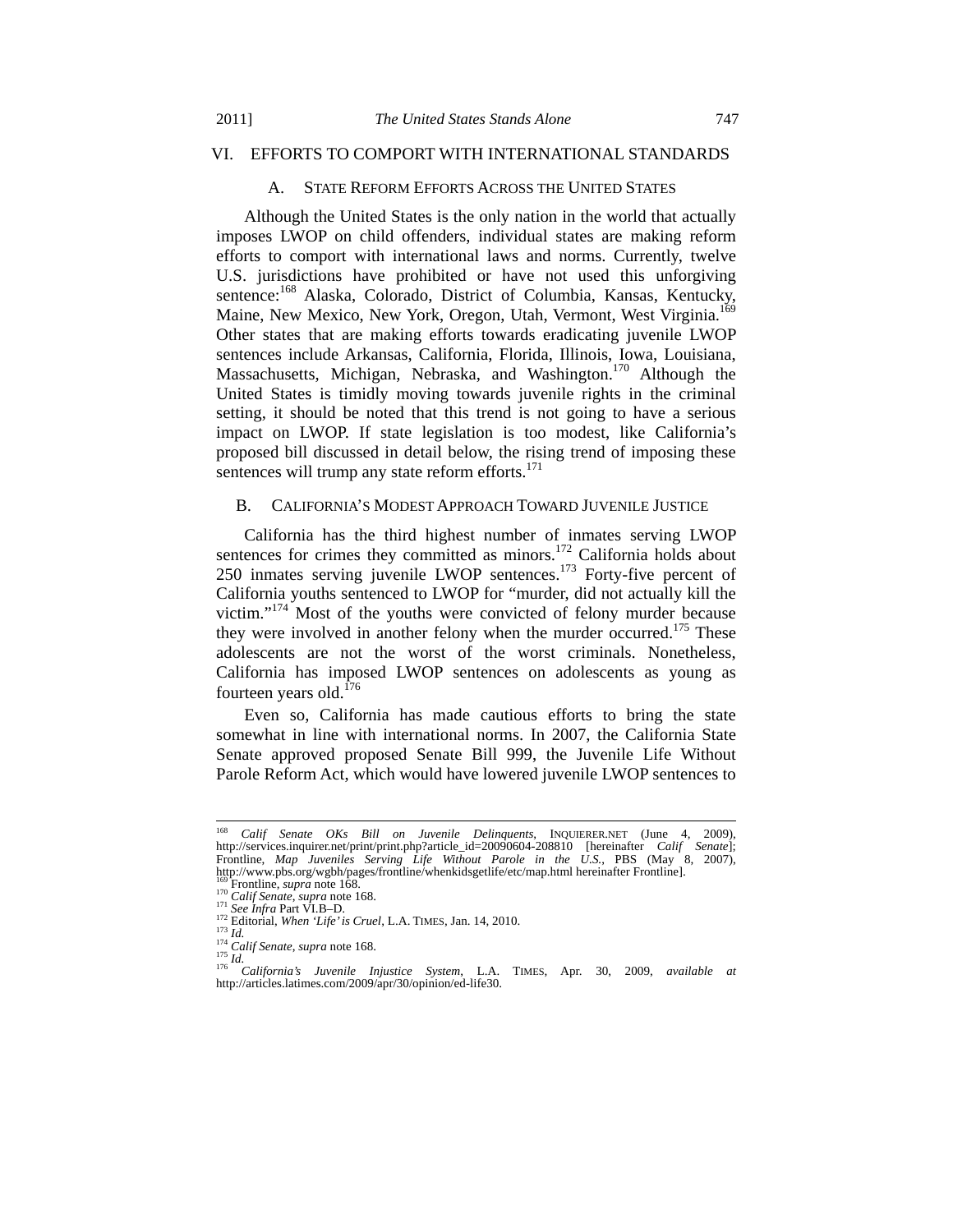## VI. EFFORTS TO COMPORT WITH INTERNATIONAL STANDARDS

### A. STATE REFORM EFFORTS ACROSS THE UNITED STATES

Although the United States is the only nation in the world that actually imposes LWOP on child offenders, individual states are making reform efforts to comport with international laws and norms. Currently, twelve U.S. jurisdictions have prohibited or have not used this unforgiving sentence:[168] Alaska, Colorado, District of Columbia, Kansas, Kentucky, Maine, New Mexico, New York, Oregon, Utah, Vermont, West Virginia.[169] Other states that are making efforts towards eradicating juvenile LWOP sentences include Arkansas, California, Florida, Illinois, Iowa, Louisiana, Massachusetts, Michigan, Nebraska, and Washington.[170] Although the United States is timidly moving towards juvenile rights in the criminal setting, it should be noted that this trend is not going to have a serious impact on LWOP. If state legislation is too modest, like California's proposed bill discussed in detail below, the rising trend of imposing these sentences will trump any state reform efforts.[171]

### B. CALIFORNIA'S MODEST APPROACH TOWARD JUVENILE JUSTICE

California has the third highest number of inmates serving LWOP sentences for crimes they committed as minors.[172] California holds about 250 inmates serving juvenile LWOP sentences.[173] Forty-five percent of California youths sentenced to LWOP for "murder, did not actually kill the victim."[174] Most of the youths were convicted of felony murder because they were involved in another felony when the murder occurred.[175] These adolescents are not the worst of the worst criminals. Nonetheless, California has imposed LWOP sentences on adolescents as young as fourteen years old.[176]

Even so, California has made cautious efforts to bring the state somewhat in line with international norms. In 2007, the California State Senate approved proposed Senate Bill 999, the Juvenile Life Without Parole Reform Act, which would have lowered juvenile LWOP sentences to

---

[168] *Calif Senate OKs Bill on Juvenile Delinquents*, INQUIERER.NET (June 4, 2009), http://services.inquirer.net/print/print.php?article_id=20090604-208810 [hereinafter *Calif Senate*]; Frontline, *Map Juveniles Serving Life Without Parole in the U.S.*, PBS (May 8, 2007), http://www.pbs.org/wgbh/pages/frontline/whenkidsgetlife/etc/map.html hereinafter Frontline].

[169] Frontline, *supra* note 168.

[170] *Calif Senate*, *supra* note 168.

[171] *See Infra* Part VI.B–D.

[172] Editorial, *When 'Life' is Cruel*, L.A. TIMES, Jan. 14, 2010.

[173] *Id.*

[174] *Calif Senate*, *supra* note 168.

[175] *Id.*

[176] *California's Juvenile Injustice System*, L.A. TIMES, Apr. 30, 2009, *available at* http://articles.latimes.com/2009/apr/30/opinion/ed-life30.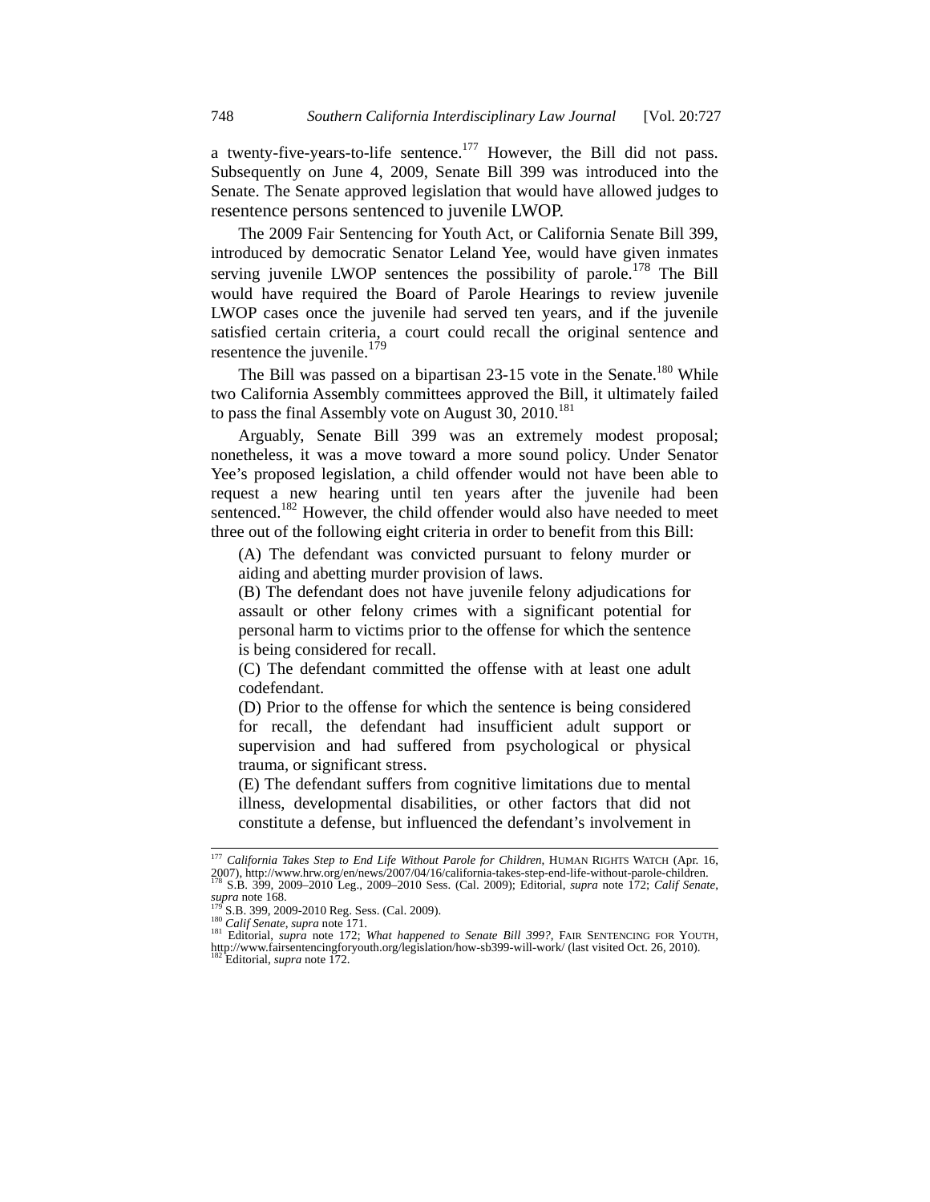a twenty-five-years-to-life sentence.[177] However, the Bill did not pass. Subsequently on June 4, 2009, Senate Bill 399 was introduced into the Senate. The Senate approved legislation that would have allowed judges to resentence persons sentenced to juvenile LWOP.

The 2009 Fair Sentencing for Youth Act, or California Senate Bill 399, introduced by democratic Senator Leland Yee, would have given inmates serving juvenile LWOP sentences the possibility of parole.[178] The Bill would have required the Board of Parole Hearings to review juvenile LWOP cases once the juvenile had served ten years, and if the juvenile satisfied certain criteria, a court could recall the original sentence and resentence the juvenile.[179]

The Bill was passed on a bipartisan 23-15 vote in the Senate.[180] While two California Assembly committees approved the Bill, it ultimately failed to pass the final Assembly vote on August 30, 2010.[181]

Arguably, Senate Bill 399 was an extremely modest proposal; nonetheless, it was a move toward a more sound policy. Under Senator Yee's proposed legislation, a child offender would not have been able to request a new hearing until ten years after the juvenile had been sentenced.[182] However, the child offender would also have needed to meet three out of the following eight criteria in order to benefit from this Bill:

> (A) The defendant was convicted pursuant to felony murder or aiding and abetting murder provision of laws.
>
> (B) The defendant does not have juvenile felony adjudications for assault or other felony crimes with a significant potential for personal harm to victims prior to the offense for which the sentence is being considered for recall.
>
> (C) The defendant committed the offense with at least one adult codefendant.
>
> (D) Prior to the offense for which the sentence is being considered for recall, the defendant had insufficient adult support or supervision and had suffered from psychological or physical trauma, or significant stress.
>
> (E) The defendant suffers from cognitive limitations due to mental illness, developmental disabilities, or other factors that did not constitute a defense, but influenced the defendant's involvement in

---

[177] *California Takes Step to End Life Without Parole for Children*, HUMAN RIGHTS WATCH (Apr. 16, 2007), http://www.hrw.org/en/news/2007/04/16/california-takes-step-end-life-without-parole-children.

[178] S.B. 399, 2009–2010 Leg., 2009–2010 Sess. (Cal. 2009); Editorial, *supra* note 172; *Calif Senate*, *supra* note 168.

[179] S.B. 399, 2009-2010 Reg. Sess. (Cal. 2009).

[180] *Calif Senate*, *supra* note 171.

[181] Editorial, *supra* note 172; *What happened to Senate Bill 399?*, FAIR SENTENCING FOR YOUTH, http://www.fairsentencingforyouth.org/legislation/how-sb399-will-work/ (last visited Oct. 26, 2010).

[182] Editorial, *supra* note 172.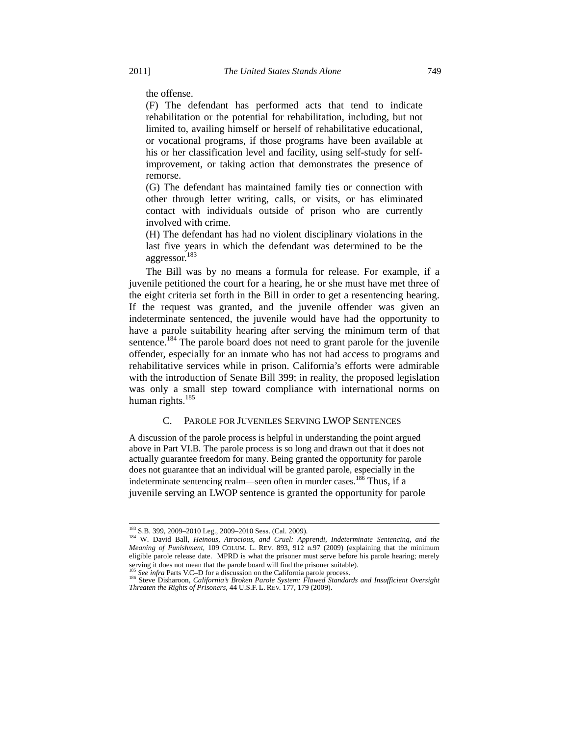the offense.

(F) The defendant has performed acts that tend to indicate rehabilitation or the potential for rehabilitation, including, but not limited to, availing himself or herself of rehabilitative educational, or vocational programs, if those programs have been available at his or her classification level and facility, using self-study for self-improvement, or taking action that demonstrates the presence of remorse.

(G) The defendant has maintained family ties or connection with other through letter writing, calls, or visits, or has eliminated contact with individuals outside of prison who are currently involved with crime.

(H) The defendant has had no violent disciplinary violations in the last five years in which the defendant was determined to be the aggressor.[183]

The Bill was by no means a formula for release. For example, if a juvenile petitioned the court for a hearing, he or she must have met three of the eight criteria set forth in the Bill in order to get a resentencing hearing. If the request was granted, and the juvenile offender was given an indeterminate sentenced, the juvenile would have had the opportunity to have a parole suitability hearing after serving the minimum term of that sentence.[184] The parole board does not need to grant parole for the juvenile offender, especially for an inmate who has not had access to programs and rehabilitative services while in prison. California's efforts were admirable with the introduction of Senate Bill 399; in reality, the proposed legislation was only a small step toward compliance with international norms on human rights.[185]

### C. Parole for Juveniles Serving LWOP Sentences

A discussion of the parole process is helpful in understanding the point argued above in Part VI.B. The parole process is so long and drawn out that it does not actually guarantee freedom for many. Being granted the opportunity for parole does not guarantee that an individual will be granted parole, especially in the indeterminate sentencing realm—seen often in murder cases.[186] Thus, if a juvenile serving an LWOP sentence is granted the opportunity for parole

---

[183] S.B. 399, 2009–2010 Leg., 2009–2010 Sess. (Cal. 2009).

[184] W. David Ball, *Heinous, Atrocious, and Cruel: Apprendi, Indeterminate Sentencing, and the Meaning of Punishment*, 109 Colum. L. Rev. 893, 912 n.97 (2009) (explaining that the minimum eligible parole release date. MPRD is what the prisoner must serve before his parole hearing; merely serving it does not mean that the parole board will find the prisoner suitable).

[185] *See infra* Parts V.C–D for a discussion on the California parole process.

[186] Steve Disharoon, *California's Broken Parole System: Flawed Standards and Insufficient Oversight Threaten the Rights of Prisoners*, 44 U.S.F. L. Rev. 177, 179 (2009).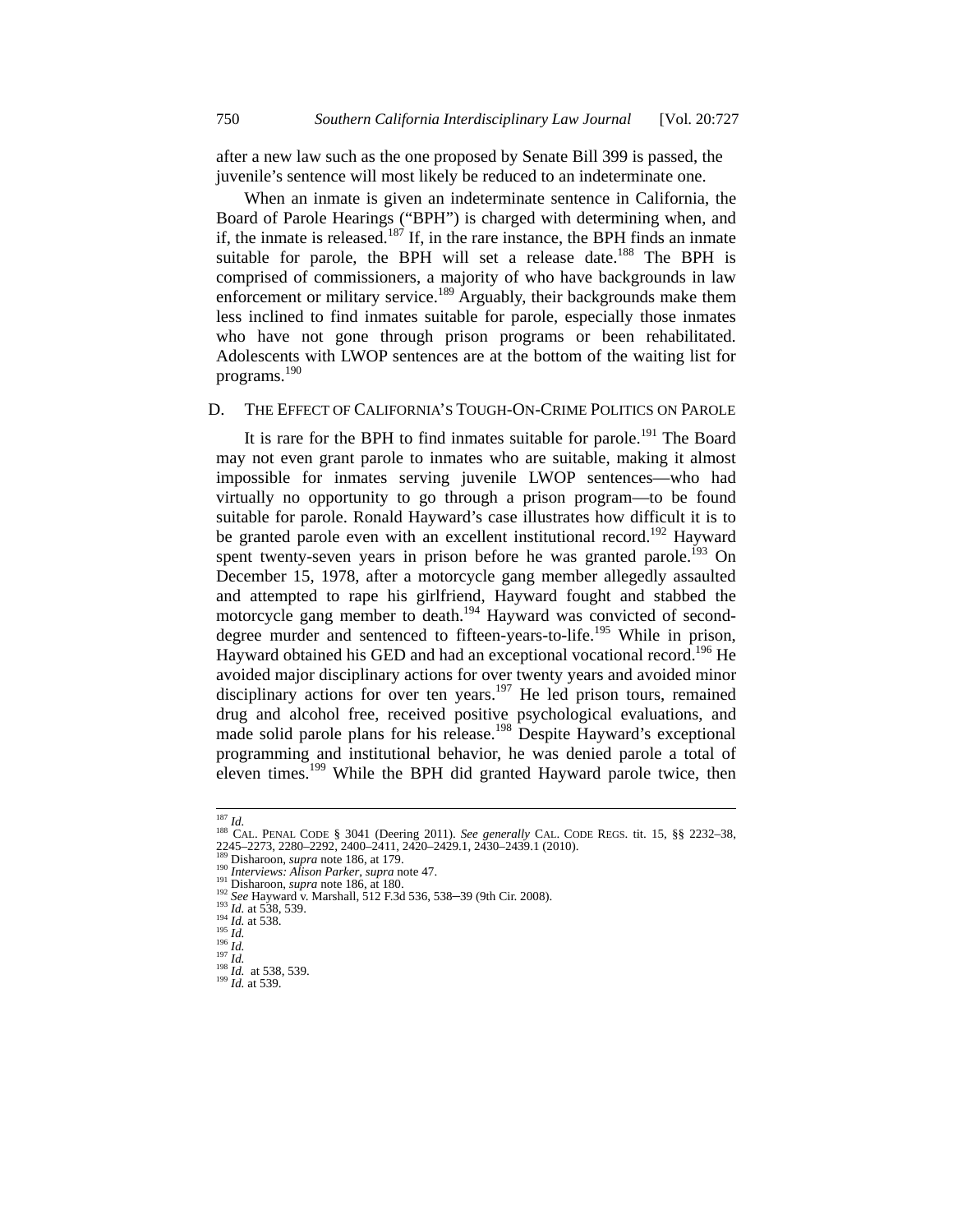after a new law such as the one proposed by Senate Bill 399 is passed, the juvenile's sentence will most likely be reduced to an indeterminate one.

When an inmate is given an indeterminate sentence in California, the Board of Parole Hearings ("BPH") is charged with determining when, and if, the inmate is released.[187] If, in the rare instance, the BPH finds an inmate suitable for parole, the BPH will set a release date.[188] The BPH is comprised of commissioners, a majority of who have backgrounds in law enforcement or military service.[189] Arguably, their backgrounds make them less inclined to find inmates suitable for parole, especially those inmates who have not gone through prison programs or been rehabilitated. Adolescents with LWOP sentences are at the bottom of the waiting list for programs.[190]

## D. THE EFFECT OF CALIFORNIA'S TOUGH-ON-CRIME POLITICS ON PAROLE

It is rare for the BPH to find inmates suitable for parole.[191] The Board may not even grant parole to inmates who are suitable, making it almost impossible for inmates serving juvenile LWOP sentences—who had virtually no opportunity to go through a prison program—to be found suitable for parole. Ronald Hayward's case illustrates how difficult it is to be granted parole even with an excellent institutional record.[192] Hayward spent twenty-seven years in prison before he was granted parole.[193] On December 15, 1978, after a motorcycle gang member allegedly assaulted and attempted to rape his girlfriend, Hayward fought and stabbed the motorcycle gang member to death.[194] Hayward was convicted of second-degree murder and sentenced to fifteen-years-to-life.[195] While in prison, Hayward obtained his GED and had an exceptional vocational record.[196] He avoided major disciplinary actions for over twenty years and avoided minor disciplinary actions for over ten years.[197] He led prison tours, remained drug and alcohol free, received positive psychological evaluations, and made solid parole plans for his release.[198] Despite Hayward's exceptional programming and institutional behavior, he was denied parole a total of eleven times.[199] While the BPH did granted Hayward parole twice, then

---

[187] *Id.*

[188] CAL. PENAL CODE § 3041 (Deering 2011). *See generally* CAL. CODE REGS. tit. 15, §§ 2232–38, 2245–2273, 2280–2292, 2400–2411, 2420–2429.1, 2430–2439.1 (2010).

[189] Disharoon, *supra* note 186, at 179.

[190] *Interviews: Alison Parker*, *supra* note 47.

[191] Disharoon, *supra* note 186, at 180.

[192] *See* Hayward v. Marshall, 512 F.3d 536, 538–39 (9th Cir. 2008).

[193] *Id.* at 538, 539.

[194] *Id.* at 538.

[195] *Id.*

[196] *Id.*

[197] *Id.*

[198] *Id.* at 538, 539.

[199] *Id.* at 539.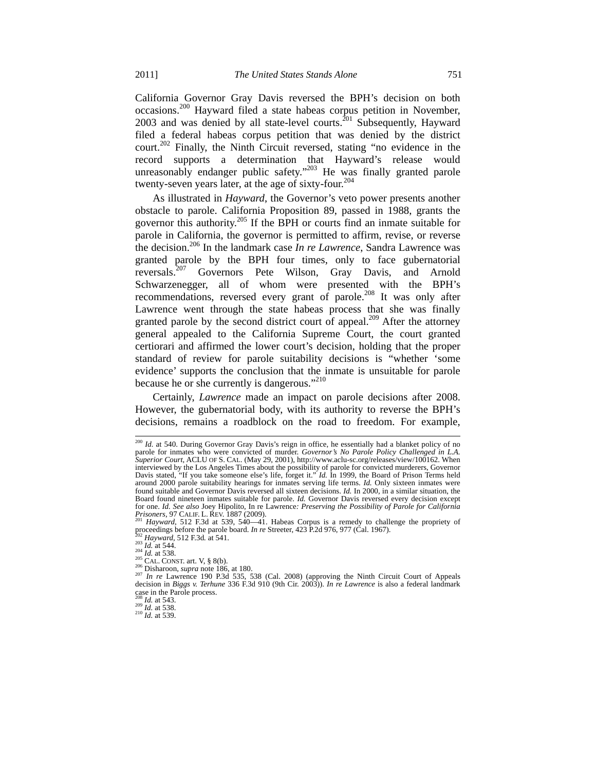California Governor Gray Davis reversed the BPH's decision on both occasions.[200] Hayward filed a state habeas corpus petition in November, 2003 and was denied by all state-level courts.[201] Subsequently, Hayward filed a federal habeas corpus petition that was denied by the district court.[202] Finally, the Ninth Circuit reversed, stating "no evidence in the record supports a determination that Hayward's release would unreasonably endanger public safety."[203] He was finally granted parole twenty-seven years later, at the age of sixty-four.[204]

As illustrated in *Hayward*, the Governor's veto power presents another obstacle to parole. California Proposition 89, passed in 1988, grants the governor this authority.[205] If the BPH or courts find an inmate suitable for parole in California, the governor is permitted to affirm, revise, or reverse the decision.[206] In the landmark case *In re Lawrence*, Sandra Lawrence was granted parole by the BPH four times, only to face gubernatorial reversals.[207] Governors Pete Wilson, Gray Davis, and Arnold Schwarzenegger, all of whom were presented with the BPH's recommendations, reversed every grant of parole.[208] It was only after Lawrence went through the state habeas process that she was finally granted parole by the second district court of appeal.[209] After the attorney general appealed to the California Supreme Court, the court granted certiorari and affirmed the lower court's decision, holding that the proper standard of review for parole suitability decisions is "whether 'some evidence' supports the conclusion that the inmate is unsuitable for parole because he or she currently is dangerous."[210]

Certainly, *Lawrence* made an impact on parole decisions after 2008. However, the gubernatorial body, with its authority to reverse the BPH's decisions, remains a roadblock on the road to freedom. For example,

---

[200] *Id.* at 540. During Governor Gray Davis's reign in office, he essentially had a blanket policy of no parole for inmates who were convicted of murder. *Governor's No Parole Policy Challenged in L.A. Superior Court*, ACLU OF S. CAL. (May 29, 2001), http://www.aclu-sc.org/releases/view/100162. When interviewed by the Los Angeles Times about the possibility of parole for convicted murderers, Governor Davis stated, "If you take someone else's life, forget it." *Id.* In 1999, the Board of Prison Terms held around 2000 parole suitability hearings for inmates serving life terms. *Id.* Only sixteen inmates were found suitable and Governor Davis reversed all sixteen decisions. *Id.* In 2000, in a similar situation, the Board found nineteen inmates suitable for parole. *Id.* Governor Davis reversed every decision except for one. *Id. See also* Joey Hipolito, In re Lawrence*: Preserving the Possibility of Parole for California Prisoners*, 97 CALIF. L. REV. 1887 (2009).

[201] *Hayward*, 512 F.3d at 539, 540—41. Habeas Corpus is a remedy to challenge the propriety of proceedings before the parole board. *In re* Streeter, 423 P.2d 976, 977 (Cal. 1967).

[202] *Hayward*, 512 F.3d*.* at 541.

[203] *Id.* at 544.

[204] *Id.* at 538.

[205] CAL. CONST. art. V, § 8(b).

[206] Disharoon, *supra* note 186, at 180.

[207] *In re* Lawrence 190 P.3d 535, 538 (Cal. 2008) (approving the Ninth Circuit Court of Appeals decision in *Biggs v. Terhune* 336 F.3d 910 (9th Cir. 2003)). *In re Lawrence* is also a federal landmark case in the Parole process.

[208] *Id.* at 543.

[209] *Id.* at 538.

[210] *Id.* at 539.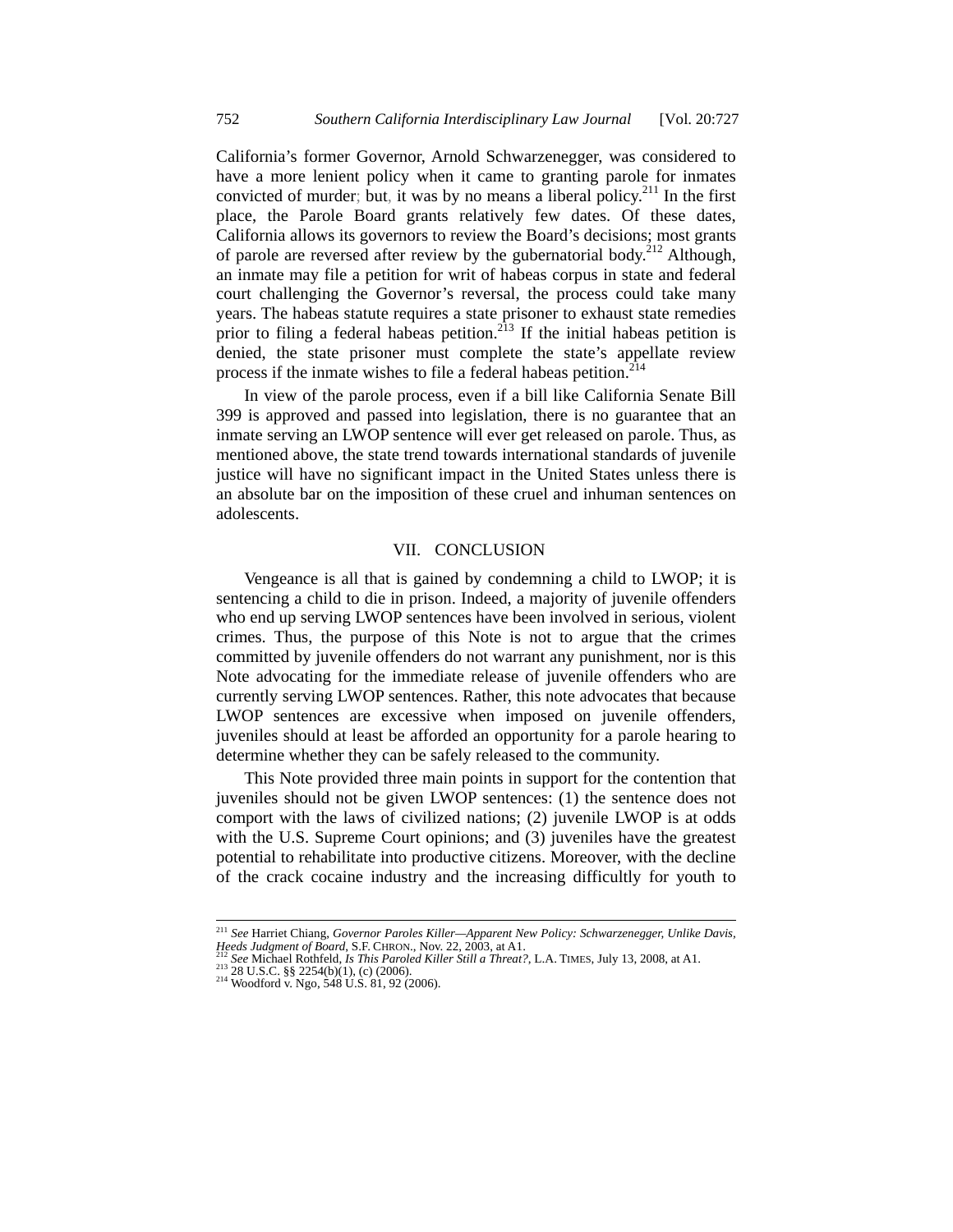California's former Governor, Arnold Schwarzenegger, was considered to have a more lenient policy when it came to granting parole for inmates convicted of murder; but, it was by no means a liberal policy.[211] In the first place, the Parole Board grants relatively few dates. Of these dates, California allows its governors to review the Board's decisions; most grants of parole are reversed after review by the gubernatorial body.[212] Although, an inmate may file a petition for writ of habeas corpus in state and federal court challenging the Governor's reversal, the process could take many years. The habeas statute requires a state prisoner to exhaust state remedies prior to filing a federal habeas petition.[213] If the initial habeas petition is denied, the state prisoner must complete the state's appellate review process if the inmate wishes to file a federal habeas petition.[214]

In view of the parole process, even if a bill like California Senate Bill 399 is approved and passed into legislation, there is no guarantee that an inmate serving an LWOP sentence will ever get released on parole. Thus, as mentioned above, the state trend towards international standards of juvenile justice will have no significant impact in the United States unless there is an absolute bar on the imposition of these cruel and inhuman sentences on adolescents.

## VII. CONCLUSION

Vengeance is all that is gained by condemning a child to LWOP; it is sentencing a child to die in prison. Indeed, a majority of juvenile offenders who end up serving LWOP sentences have been involved in serious, violent crimes. Thus, the purpose of this Note is not to argue that the crimes committed by juvenile offenders do not warrant any punishment, nor is this Note advocating for the immediate release of juvenile offenders who are currently serving LWOP sentences. Rather, this note advocates that because LWOP sentences are excessive when imposed on juvenile offenders, juveniles should at least be afforded an opportunity for a parole hearing to determine whether they can be safely released to the community.

This Note provided three main points in support for the contention that juveniles should not be given LWOP sentences: (1) the sentence does not comport with the laws of civilized nations; (2) juvenile LWOP is at odds with the U.S. Supreme Court opinions; and (3) juveniles have the greatest potential to rehabilitate into productive citizens. Moreover, with the decline of the crack cocaine industry and the increasing difficultly for youth to

---

[211] *See* Harriet Chiang, *Governor Paroles Killer—Apparent New Policy: Schwarzenegger, Unlike Davis, Heeds Judgment of Board*, S.F. CHRON., Nov. 22, 2003, at A1.

[212] *See* Michael Rothfeld, *Is This Paroled Killer Still a Threat?*, L.A. TIMES, July 13, 2008, at A1.

[213] 28 U.S.C. §§ 2254(b)(1), (c) (2006).

[214] Woodford v. Ngo, 548 U.S. 81, 92 (2006).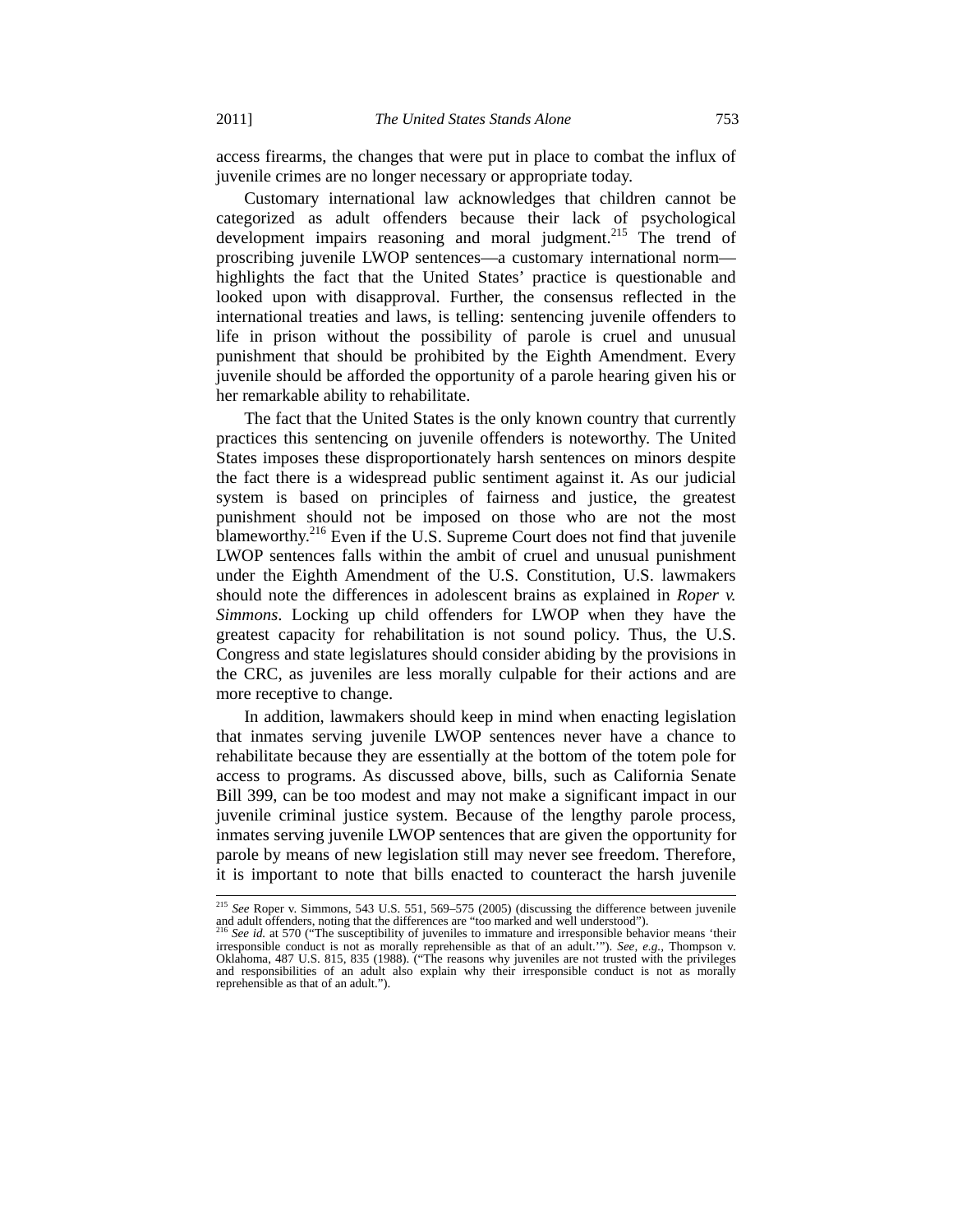access firearms, the changes that were put in place to combat the influx of juvenile crimes are no longer necessary or appropriate today.

Customary international law acknowledges that children cannot be categorized as adult offenders because their lack of psychological development impairs reasoning and moral judgment.[215] The trend of proscribing juvenile LWOP sentences—a customary international norm—highlights the fact that the United States' practice is questionable and looked upon with disapproval. Further, the consensus reflected in the international treaties and laws, is telling: sentencing juvenile offenders to life in prison without the possibility of parole is cruel and unusual punishment that should be prohibited by the Eighth Amendment. Every juvenile should be afforded the opportunity of a parole hearing given his or her remarkable ability to rehabilitate.

The fact that the United States is the only known country that currently practices this sentencing on juvenile offenders is noteworthy. The United States imposes these disproportionately harsh sentences on minors despite the fact there is a widespread public sentiment against it. As our judicial system is based on principles of fairness and justice, the greatest punishment should not be imposed on those who are not the most blameworthy.[216] Even if the U.S. Supreme Court does not find that juvenile LWOP sentences falls within the ambit of cruel and unusual punishment under the Eighth Amendment of the U.S. Constitution, U.S. lawmakers should note the differences in adolescent brains as explained in *Roper v. Simmons*. Locking up child offenders for LWOP when they have the greatest capacity for rehabilitation is not sound policy. Thus, the U.S. Congress and state legislatures should consider abiding by the provisions in the CRC, as juveniles are less morally culpable for their actions and are more receptive to change.

In addition, lawmakers should keep in mind when enacting legislation that inmates serving juvenile LWOP sentences never have a chance to rehabilitate because they are essentially at the bottom of the totem pole for access to programs. As discussed above, bills, such as California Senate Bill 399, can be too modest and may not make a significant impact in our juvenile criminal justice system. Because of the lengthy parole process, inmates serving juvenile LWOP sentences that are given the opportunity for parole by means of new legislation still may never see freedom. Therefore, it is important to note that bills enacted to counteract the harsh juvenile

---

[215] *See* Roper v. Simmons, 543 U.S. 551, 569–575 (2005) (discussing the difference between juvenile and adult offenders, noting that the differences are "too marked and well understood").

[216] *See id.* at 570 ("The susceptibility of juveniles to immature and irresponsible behavior means 'their irresponsible conduct is not as morally reprehensible as that of an adult.'"). *See, e.g.*, Thompson v. Oklahoma, 487 U.S. 815, 835 (1988). ("The reasons why juveniles are not trusted with the privileges and responsibilities of an adult also explain why their irresponsible conduct is not as morally reprehensible as that of an adult.").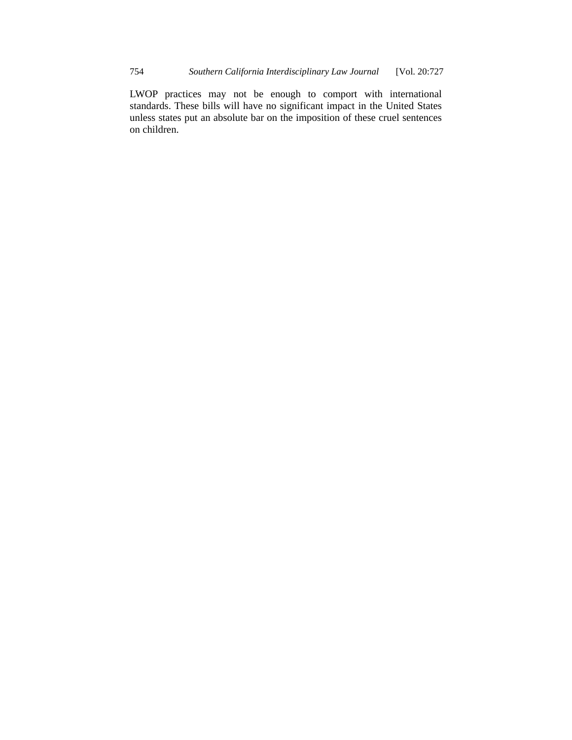LWOP practices may not be enough to comport with international standards. These bills will have no significant impact in the United States unless states put an absolute bar on the imposition of these cruel sentences on children.